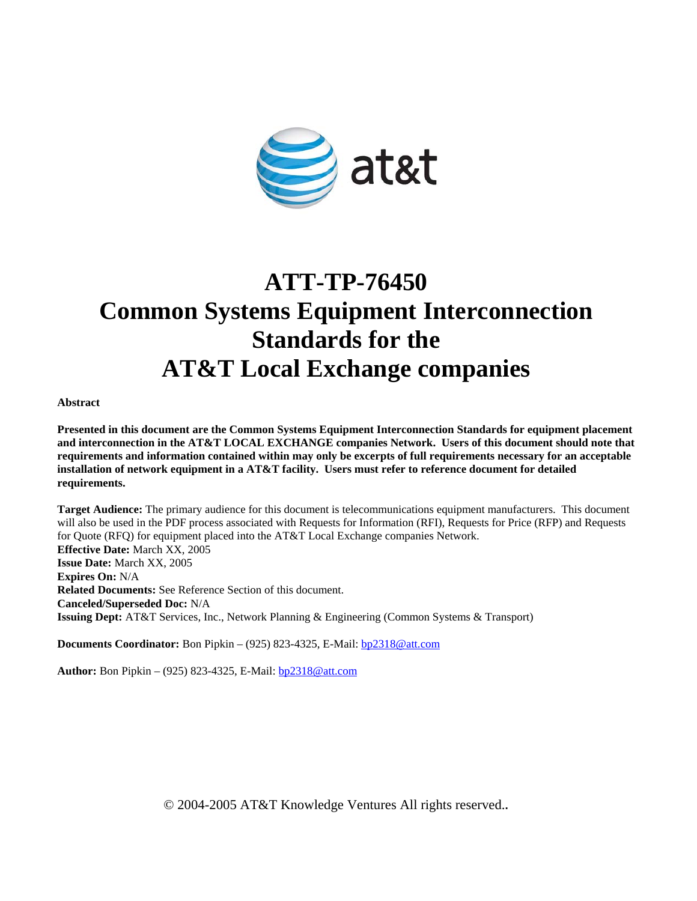# ATT-TP-76450
# Common Systems Equipment Interconnection Standards for the AT&T Local Exchange companies

**Abstract**

**Presented in this document are the Common Systems Equipment Interconnection Standards for equipment placement and interconnection in the AT&T LOCAL EXCHANGE companies Network. Users of this document should note that requirements and information contained within may only be excerpts of full requirements necessary for an acceptable installation of network equipment in a AT&T facility. Users must refer to reference document for detailed requirements.**

**Target Audience:** The primary audience for this document is telecommunications equipment manufacturers. This document will also be used in the PDF process associated with Requests for Information (RFI), Requests for Price (RFP) and Requests for Quote (RFQ) for equipment placed into the AT&T Local Exchange companies Network.
**Effective Date:** March XX, 2005
**Issue Date:** March XX, 2005
**Expires On:** N/A
**Related Documents:** See Reference Section of this document.
**Canceled/Superseded Doc:** N/A
**Issuing Dept:** AT&T Services, Inc., Network Planning & Engineering (Common Systems & Transport)

**Documents Coordinator:** Bon Pipkin – (925) 823-4325, E-Mail: bp2318@att.com

**Author:** Bon Pipkin – (925) 823-4325, E-Mail: bp2318@att.com

© 2004-2005 AT&T Knowledge Ventures All rights reserved..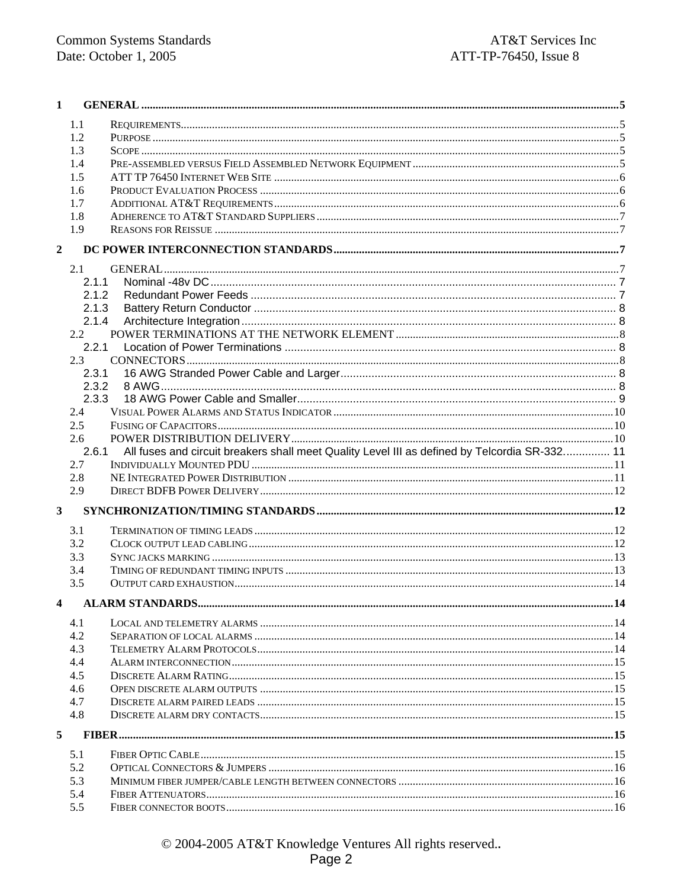1 GENERAL ....... 5

- 1.1 REQUIREMENTS ....... 5
- 1.2 PURPOSE ....... 5
- 1.3 SCOPE ....... 5
- 1.4 PRE-ASSEMBLED VERSUS FIELD ASSEMBLED NETWORK EQUIPMENT ....... 5
- 1.5 ATT TP 76450 INTERNET WEB SITE ....... 6
- 1.6 PRODUCT EVALUATION PROCESS ....... 6
- 1.7 ADDITIONAL AT&T REQUIREMENTS ....... 6
- 1.8 ADHERENCE TO AT&T STANDARD SUPPLIERS ....... 7
- 1.9 REASONS FOR REISSUE ....... 7

2 DC POWER INTERCONNECTION STANDARDS ....... 7

- 2.1 GENERAL ....... 7
  - 2.1.1 Nominal -48v DC ....... 7
  - 2.1.2 Redundant Power Feeds ....... 7
  - 2.1.3 Battery Return Conductor ....... 8
  - 2.1.4 Architecture Integration ....... 8
- 2.2 POWER TERMINATIONS AT THE NETWORK ELEMENT ....... 8
  - 2.2.1 Location of Power Terminations ....... 8
- 2.3 CONNECTORS ....... 8
  - 2.3.1 16 AWG Stranded Power Cable and Larger ....... 8
  - 2.3.2 8 AWG ....... 8
  - 2.3.3 18 AWG Power Cable and Smaller ....... 9
- 2.4 VISUAL POWER ALARMS AND STATUS INDICATOR ....... 10
- 2.5 FUSING OF CAPACITORS ....... 10
- 2.6 POWER DISTRIBUTION DELIVERY ....... 10
  - 2.6.1 All fuses and circuit breakers shall meet Quality Level III as defined by Telcordia SR-332. ....... 11
- 2.7 INDIVIDUALLY MOUNTED PDU ....... 11
- 2.8 NE INTEGRATED POWER DISTRIBUTION ....... 11
- 2.9 DIRECT BDFB POWER DELIVERY ....... 12

3 SYNCHRONIZATION/TIMING STANDARDS ....... 12

- 3.1 TERMINATION OF TIMING LEADS ....... 12
- 3.2 CLOCK OUTPUT LEAD CABLING ....... 12
- 3.3 SYNC JACKS MARKING ....... 13
- 3.4 TIMING OF REDUNDANT TIMING INPUTS ....... 13
- 3.5 OUTPUT CARD EXHAUSTION ....... 14

4 ALARM STANDARDS ....... 14

- 4.1 LOCAL AND TELEMETRY ALARMS ....... 14
- 4.2 SEPARATION OF LOCAL ALARMS ....... 14
- 4.3 TELEMETRY ALARM PROTOCOLS ....... 14
- 4.4 ALARM INTERCONNECTION ....... 15
- 4.5 DISCRETE ALARM RATING ....... 15
- 4.6 OPEN DISCRETE ALARM OUTPUTS ....... 15
- 4.7 DISCRETE ALARM PAIRED LEADS ....... 15
- 4.8 DISCRETE ALARM DRY CONTACTS ....... 15

5 FIBER ....... 15

- 5.1 FIBER OPTIC CABLE ....... 15
- 5.2 OPTICAL CONNECTORS & JUMPERS ....... 16
- 5.3 MINIMUM FIBER JUMPER/CABLE LENGTH BETWEEN CONNECTORS ....... 16
- 5.4 FIBER ATTENUATORS ....... 16
- 5.5 FIBER CONNECTOR BOOTS ....... 16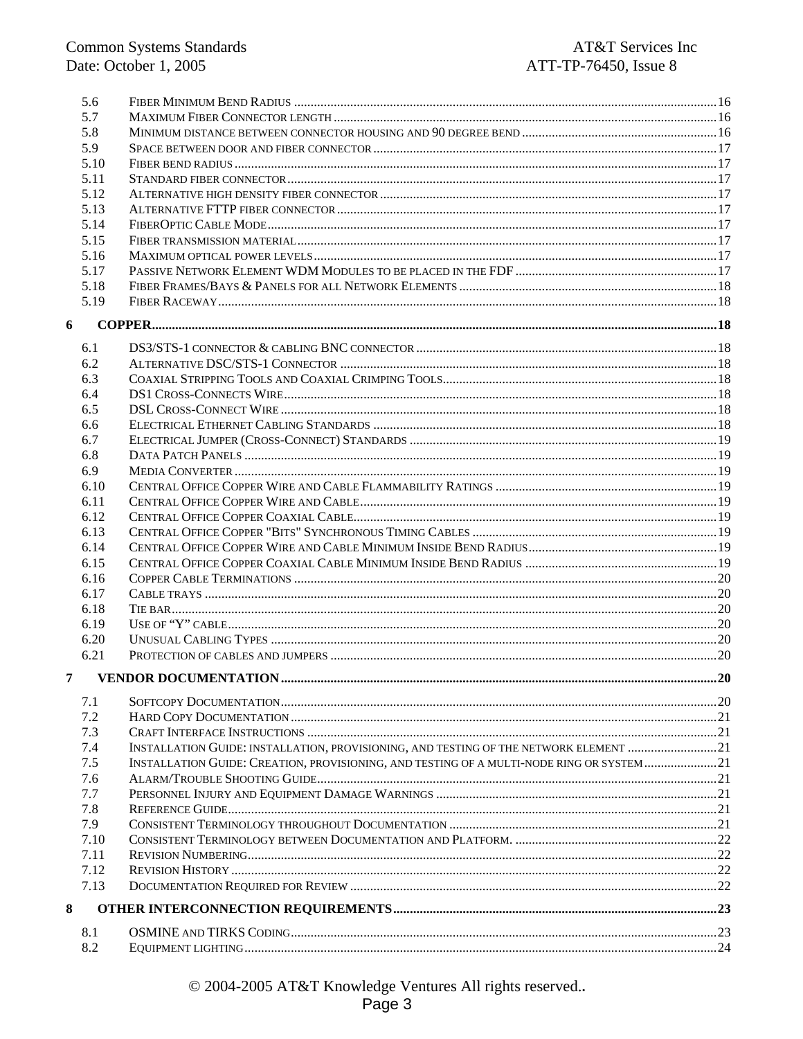5.6 FIBER MINIMUM BEND RADIUS ....................................................................................................................16
5.7 MAXIMUM FIBER CONNECTOR LENGTH ......................................................................................................16
5.8 MINIMUM DISTANCE BETWEEN CONNECTOR HOUSING AND 90 DEGREE BEND ..............................................16
5.9 SPACE BETWEEN DOOR AND FIBER CONNECTOR ..........................................................................................17
5.10 FIBER BEND RADIUS ....................................................................................................................................17
5.11 STANDARD FIBER CONNECTOR ....................................................................................................................17
5.12 ALTERNATIVE HIGH DENSITY FIBER CONNECTOR ........................................................................................17
5.13 ALTERNATIVE FTTP FIBER CONNECTOR .....................................................................................................17
5.14 FIBEROPTIC CABLE MODE ..........................................................................................................................17
5.15 FIBER TRANSMISSION MATERIAL .................................................................................................................17
5.16 MAXIMUM OPTICAL POWER LEVELS ............................................................................................................17
5.17 PASSIVE NETWORK ELEMENT WDM MODULES TO BE PLACED IN THE FDF ...............................................17
5.18 FIBER FRAMES/BAYS & PANELS FOR ALL NETWORK ELEMENTS ................................................................18
5.19 FIBER RACEWAY .........................................................................................................................................18

6 COPPER .........................................................................................................................................................18

6.1 DS3/STS-1 CONNECTOR & CABLING BNC CONNECTOR .............................................................................18
6.2 ALTERNATIVE DSC/STS-1 CONNECTOR .....................................................................................................18
6.3 COAXIAL STRIPPING TOOLS AND COAXIAL CRIMPING TOOLS .....................................................................18
6.4 DS1 CROSS-CONNECTS WIRE .....................................................................................................................18
6.5 DSL CROSS-CONNECT WIRE ......................................................................................................................18
6.6 ELECTRICAL ETHERNET CABLING STANDARDS ..........................................................................................18
6.7 ELECTRICAL JUMPER (CROSS-CONNECT) STANDARDS ...............................................................................19
6.8 DATA PATCH PANELS .................................................................................................................................19
6.9 MEDIA CONVERTER ....................................................................................................................................19
6.10 CENTRAL OFFICE COPPER WIRE AND CABLE FLAMMABILITY RATINGS .....................................................19
6.11 CENTRAL OFFICE COPPER WIRE AND CABLE ..............................................................................................19
6.12 CENTRAL OFFICE COPPER COAXIAL CABLE ................................................................................................19
6.13 CENTRAL OFFICE COPPER "BITS" SYNCHRONOUS TIMING CABLES ............................................................19
6.14 CENTRAL OFFICE COPPER WIRE AND CABLE MINIMUM INSIDE BEND RADIUS ............................................19
6.15 CENTRAL OFFICE COPPER COAXIAL CABLE MINIMUM INSIDE BEND RADIUS .............................................19
6.16 COPPER CABLE TERMINATIONS ..................................................................................................................20
6.17 CABLE TRAYS ............................................................................................................................................20
6.18 TIE BAR ......................................................................................................................................................20
6.19 USE OF "Y" CABLE .....................................................................................................................................20
6.20 UNUSUAL CABLING TYPES .........................................................................................................................20
6.21 PROTECTION OF CABLES AND JUMPERS .......................................................................................................20

7 VENDOR DOCUMENTATION ...................................................................................................................20

7.1 SOFTCOPY DOCUMENTATION ......................................................................................................................20
7.2 HARD COPY DOCUMENTATION ...................................................................................................................21
7.3 CRAFT INTERFACE INSTRUCTIONS ..............................................................................................................21
7.4 INSTALLATION GUIDE: INSTALLATION, PROVISIONING, AND TESTING OF THE NETWORK ELEMENT ..............21
7.5 INSTALLATION GUIDE: CREATION, PROVISIONING, AND TESTING OF A MULTI-NODE RING OR SYSTEM .........21
7.6 ALARM/TROUBLE SHOOTING GUIDE ...........................................................................................................21
7.7 PERSONNEL INJURY AND EQUIPMENT DAMAGE WARNINGS .......................................................................21
7.8 REFERENCE GUIDE ......................................................................................................................................21
7.9 CONSISTENT TERMINOLOGY THROUGHOUT DOCUMENTATION ...................................................................21
7.10 CONSISTENT TERMINOLOGY BETWEEN DOCUMENTATION AND PLATFORM. ...............................................22
7.11 REVISION NUMBERING ................................................................................................................................22
7.12 REVISION HISTORY .....................................................................................................................................22
7.13 DOCUMENTATION REQUIRED FOR REVIEW .................................................................................................22

8 OTHER INTERCONNECTION REQUIREMENTS ..................................................................................23

8.1 OSMINE AND TIRKS CODING ....................................................................................................................23
8.2 EQUIPMENT LIGHTING .................................................................................................................................24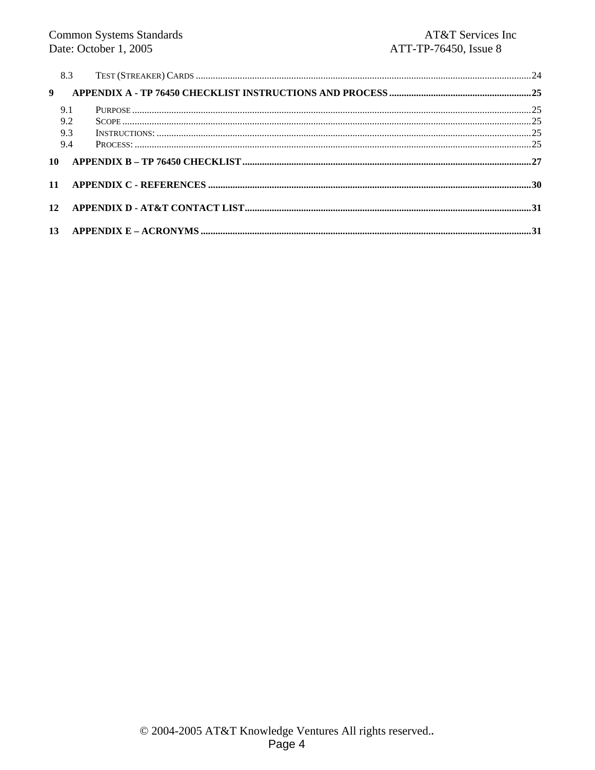8.3 TEST (STREAKER) CARDS ....................................................................................................................................24

**9 APPENDIX A - TP 76450 CHECKLIST INSTRUCTIONS AND PROCESS ..........................................................25**

9.1 PURPOSE ....................................................................................................................................................25
9.2 SCOPE ........................................................................................................................................................25
9.3 INSTRUCTIONS: ..........................................................................................................................................25
9.4 PROCESS: ...................................................................................................................................................25

**10 APPENDIX B – TP 76450 CHECKLIST ....................................................................................................27**

**11 APPENDIX C - REFERENCES ...................................................................................................................30**

**12 APPENDIX D - AT&T CONTACT LIST.....................................................................................................31**

**13 APPENDIX E – ACRONYMS ......................................................................................................................31**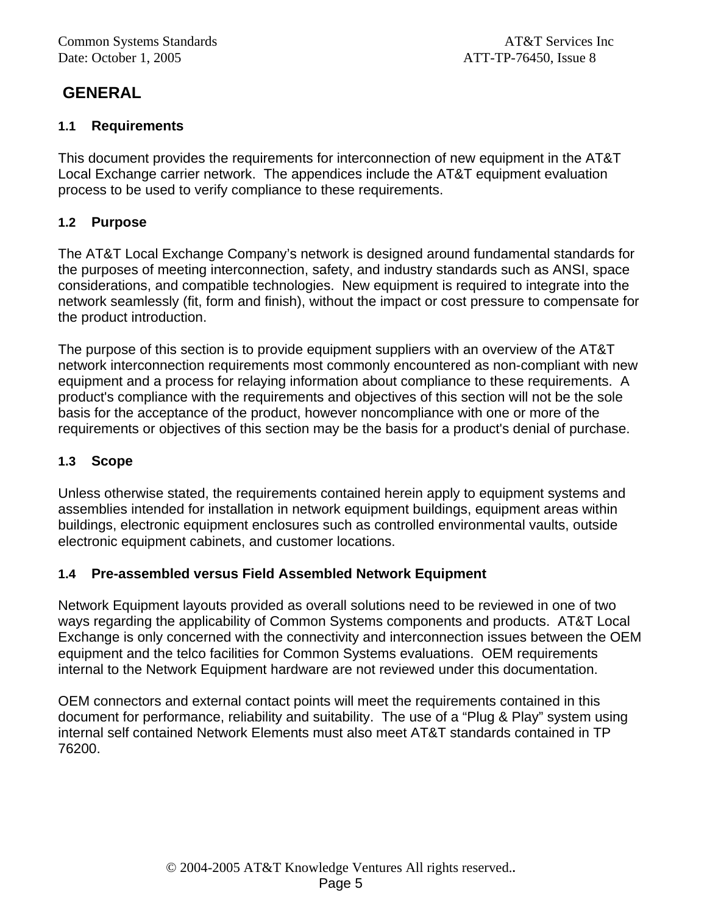# GENERAL

## 1.1 Requirements

This document provides the requirements for interconnection of new equipment in the AT&T Local Exchange carrier network. The appendices include the AT&T equipment evaluation process to be used to verify compliance to these requirements.

## 1.2 Purpose

The AT&T Local Exchange Company's network is designed around fundamental standards for the purposes of meeting interconnection, safety, and industry standards such as ANSI, space considerations, and compatible technologies. New equipment is required to integrate into the network seamlessly (fit, form and finish), without the impact or cost pressure to compensate for the product introduction.

The purpose of this section is to provide equipment suppliers with an overview of the AT&T network interconnection requirements most commonly encountered as non-compliant with new equipment and a process for relaying information about compliance to these requirements. A product's compliance with the requirements and objectives of this section will not be the sole basis for the acceptance of the product, however noncompliance with one or more of the requirements or objectives of this section may be the basis for a product's denial of purchase.

## 1.3 Scope

Unless otherwise stated, the requirements contained herein apply to equipment systems and assemblies intended for installation in network equipment buildings, equipment areas within buildings, electronic equipment enclosures such as controlled environmental vaults, outside electronic equipment cabinets, and customer locations.

## 1.4 Pre-assembled versus Field Assembled Network Equipment

Network Equipment layouts provided as overall solutions need to be reviewed in one of two ways regarding the applicability of Common Systems components and products. AT&T Local Exchange is only concerned with the connectivity and interconnection issues between the OEM equipment and the telco facilities for Common Systems evaluations. OEM requirements internal to the Network Equipment hardware are not reviewed under this documentation.

OEM connectors and external contact points will meet the requirements contained in this document for performance, reliability and suitability. The use of a "Plug & Play" system using internal self contained Network Elements must also meet AT&T standards contained in TP 76200.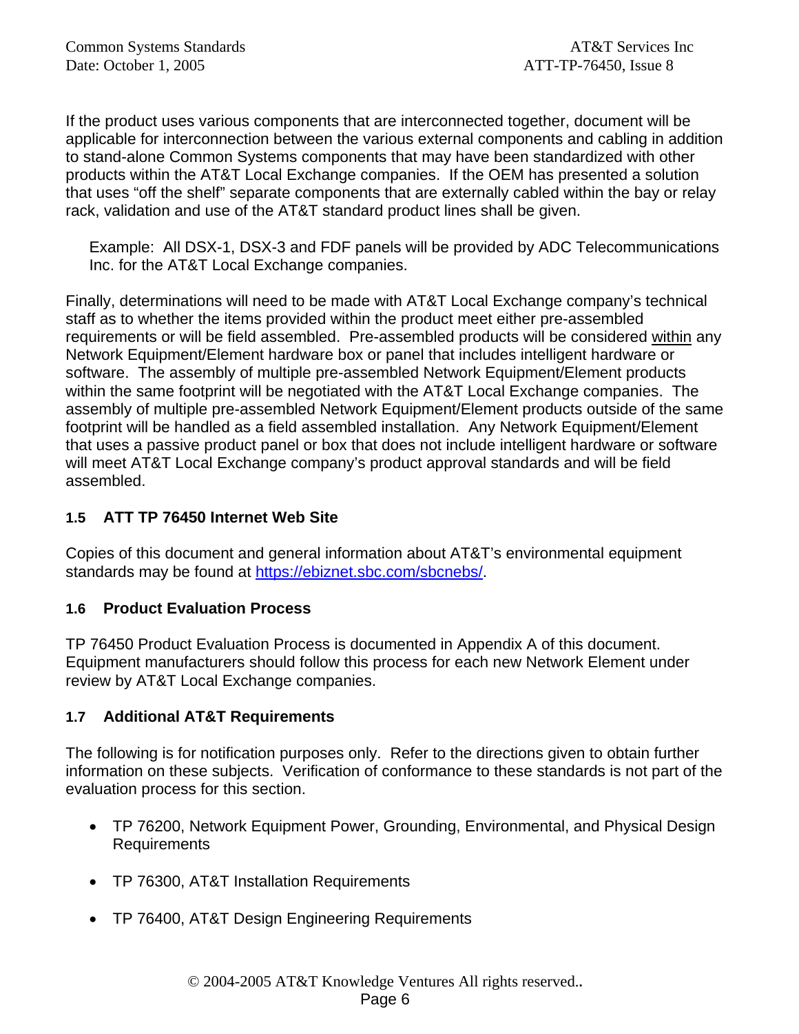If the product uses various components that are interconnected together, document will be applicable for interconnection between the various external components and cabling in addition to stand-alone Common Systems components that may have been standardized with other products within the AT&T Local Exchange companies. If the OEM has presented a solution that uses "off the shelf" separate components that are externally cabled within the bay or relay rack, validation and use of the AT&T standard product lines shall be given.

> Example: All DSX-1, DSX-3 and FDF panels will be provided by ADC Telecommunications Inc. for the AT&T Local Exchange companies.

Finally, determinations will need to be made with AT&T Local Exchange company's technical staff as to whether the items provided within the product meet either pre-assembled requirements or will be field assembled. Pre-assembled products will be considered <u>within</u> any Network Equipment/Element hardware box or panel that includes intelligent hardware or software. The assembly of multiple pre-assembled Network Equipment/Element products within the same footprint will be negotiated with the AT&T Local Exchange companies. The assembly of multiple pre-assembled Network Equipment/Element products outside of the same footprint will be handled as a field assembled installation. Any Network Equipment/Element that uses a passive product panel or box that does not include intelligent hardware or software will meet AT&T Local Exchange company's product approval standards and will be field assembled.

### 1.5 ATT TP 76450 Internet Web Site

Copies of this document and general information about AT&T's environmental equipment standards may be found at [https://ebiznet.sbc.com/sbcnebs/](https://ebiznet.sbc.com/sbcnebs/).

### 1.6 Product Evaluation Process

TP 76450 Product Evaluation Process is documented in Appendix A of this document. Equipment manufacturers should follow this process for each new Network Element under review by AT&T Local Exchange companies.

### 1.7 Additional AT&T Requirements

The following is for notification purposes only. Refer to the directions given to obtain further information on these subjects. Verification of conformance to these standards is not part of the evaluation process for this section.

- TP 76200, Network Equipment Power, Grounding, Environmental, and Physical Design Requirements
- TP 76300, AT&T Installation Requirements
- TP 76400, AT&T Design Engineering Requirements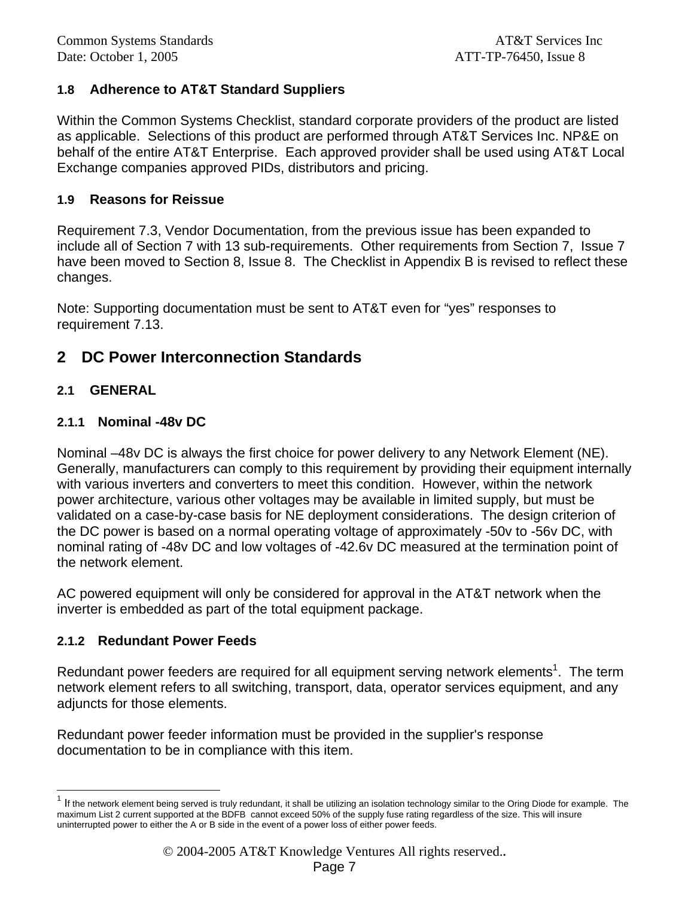### 1.8 Adherence to AT&T Standard Suppliers

Within the Common Systems Checklist, standard corporate providers of the product are listed as applicable. Selections of this product are performed through AT&T Services Inc. NP&E on behalf of the entire AT&T Enterprise. Each approved provider shall be used using AT&T Local Exchange companies approved PIDs, distributors and pricing.

### 1.9 Reasons for Reissue

Requirement 7.3, Vendor Documentation, from the previous issue has been expanded to include all of Section 7 with 13 sub-requirements. Other requirements from Section 7, Issue 7 have been moved to Section 8, Issue 8. The Checklist in Appendix B is revised to reflect these changes.

Note: Supporting documentation must be sent to AT&T even for "yes" responses to requirement 7.13.

# 2 DC Power Interconnection Standards

## 2.1 GENERAL

### 2.1.1 Nominal -48v DC

Nominal –48v DC is always the first choice for power delivery to any Network Element (NE). Generally, manufacturers can comply to this requirement by providing their equipment internally with various inverters and converters to meet this condition. However, within the network power architecture, various other voltages may be available in limited supply, but must be validated on a case-by-case basis for NE deployment considerations. The design criterion of the DC power is based on a normal operating voltage of approximately -50v to -56v DC, with nominal rating of -48v DC and low voltages of -42.6v DC measured at the termination point of the network element.

AC powered equipment will only be considered for approval in the AT&T network when the inverter is embedded as part of the total equipment package.

### 2.1.2 Redundant Power Feeds

Redundant power feeders are required for all equipment serving network elements[1]. The term network element refers to all switching, transport, data, operator services equipment, and any adjuncts for those elements.

Redundant power feeder information must be provided in the supplier's response documentation to be in compliance with this item.

---

[1] If the network element being served is truly redundant, it shall be utilizing an isolation technology similar to the Oring Diode for example. The maximum List 2 current supported at the BDFB cannot exceed 50% of the supply fuse rating regardless of the size. This will insure uninterrupted power to either the A or B side in the event of a power loss of either power feeds.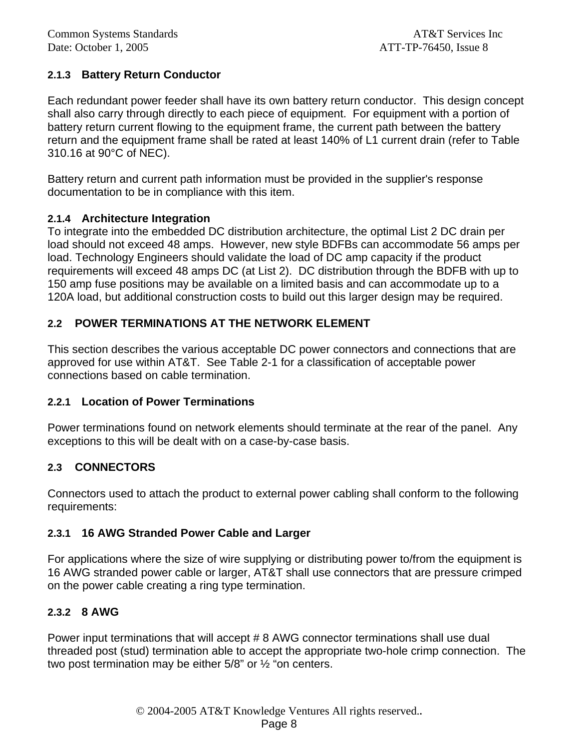### 2.1.3 Battery Return Conductor

Each redundant power feeder shall have its own battery return conductor. This design concept shall also carry through directly to each piece of equipment. For equipment with a portion of battery return current flowing to the equipment frame, the current path between the battery return and the equipment frame shall be rated at least 140% of L1 current drain (refer to Table 310.16 at 90°C of NEC).

Battery return and current path information must be provided in the supplier's response documentation to be in compliance with this item.

### 2.1.4 Architecture Integration

To integrate into the embedded DC distribution architecture, the optimal List 2 DC drain per load should not exceed 48 amps. However, new style BDFBs can accommodate 56 amps per load. Technology Engineers should validate the load of DC amp capacity if the product requirements will exceed 48 amps DC (at List 2). DC distribution through the BDFB with up to 150 amp fuse positions may be available on a limited basis and can accommodate up to a 120A load, but additional construction costs to build out this larger design may be required.

## 2.2 POWER TERMINATIONS AT THE NETWORK ELEMENT

This section describes the various acceptable DC power connectors and connections that are approved for use within AT&T. See Table 2-1 for a classification of acceptable power connections based on cable termination.

### 2.2.1 Location of Power Terminations

Power terminations found on network elements should terminate at the rear of the panel. Any exceptions to this will be dealt with on a case-by-case basis.

## 2.3 CONNECTORS

Connectors used to attach the product to external power cabling shall conform to the following requirements:

### 2.3.1 16 AWG Stranded Power Cable and Larger

For applications where the size of wire supplying or distributing power to/from the equipment is 16 AWG stranded power cable or larger, AT&T shall use connectors that are pressure crimped on the power cable creating a ring type termination.

### 2.3.2 8 AWG

Power input terminations that will accept # 8 AWG connector terminations shall use dual threaded post (stud) termination able to accept the appropriate two-hole crimp connection. The two post termination may be either 5/8" or ½ "on centers.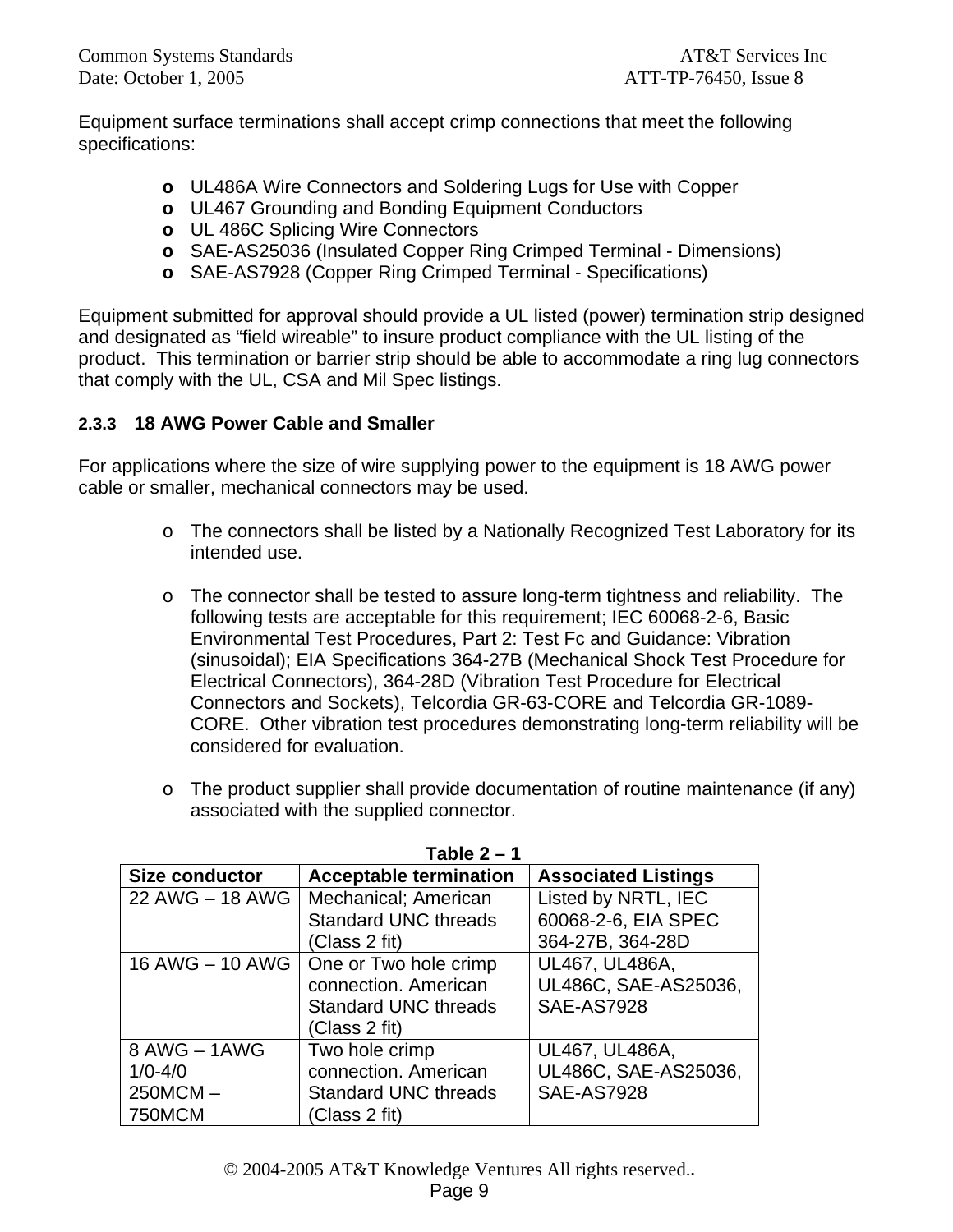Equipment surface terminations shall accept crimp connections that meet the following specifications:

- UL486A Wire Connectors and Soldering Lugs for Use with Copper
- UL467 Grounding and Bonding Equipment Conductors
- UL 486C Splicing Wire Connectors
- SAE-AS25036 (Insulated Copper Ring Crimped Terminal - Dimensions)
- SAE-AS7928 (Copper Ring Crimped Terminal - Specifications)

Equipment submitted for approval should provide a UL listed (power) termination strip designed and designated as “field wireable” to insure product compliance with the UL listing of the product. This termination or barrier strip should be able to accommodate a ring lug connectors that comply with the UL, CSA and Mil Spec listings.

#### 2.3.3 18 AWG Power Cable and Smaller

For applications where the size of wire supplying power to the equipment is 18 AWG power cable or smaller, mechanical connectors may be used.

- The connectors shall be listed by a Nationally Recognized Test Laboratory for its intended use.

- The connector shall be tested to assure long-term tightness and reliability. The following tests are acceptable for this requirement; IEC 60068-2-6, Basic Environmental Test Procedures, Part 2: Test Fc and Guidance: Vibration (sinusoidal); EIA Specifications 364-27B (Mechanical Shock Test Procedure for Electrical Connectors), 364-28D (Vibration Test Procedure for Electrical Connectors and Sockets), Telcordia GR-63-CORE and Telcordia GR-1089-CORE. Other vibration test procedures demonstrating long-term reliability will be considered for evaluation.

- The product supplier shall provide documentation of routine maintenance (if any) associated with the supplied connector.

**Table 2 – 1**

| Size conductor | Acceptable termination | Associated Listings |
|---|---|---|
| 22 AWG – 18 AWG | Mechanical; American Standard UNC threads (Class 2 fit) | Listed by NRTL, IEC 60068-2-6, EIA SPEC 364-27B, 364-28D |
| 16 AWG – 10 AWG | One or Two hole crimp connection. American Standard UNC threads (Class 2 fit) | UL467, UL486A, UL486C, SAE-AS25036, SAE-AS7928 |
| 8 AWG – 1AWG<br>1/0-4/0<br>250MCM – 750MCM | Two hole crimp connection. American Standard UNC threads (Class 2 fit) | UL467, UL486A, UL486C, SAE-AS25036, SAE-AS7928 |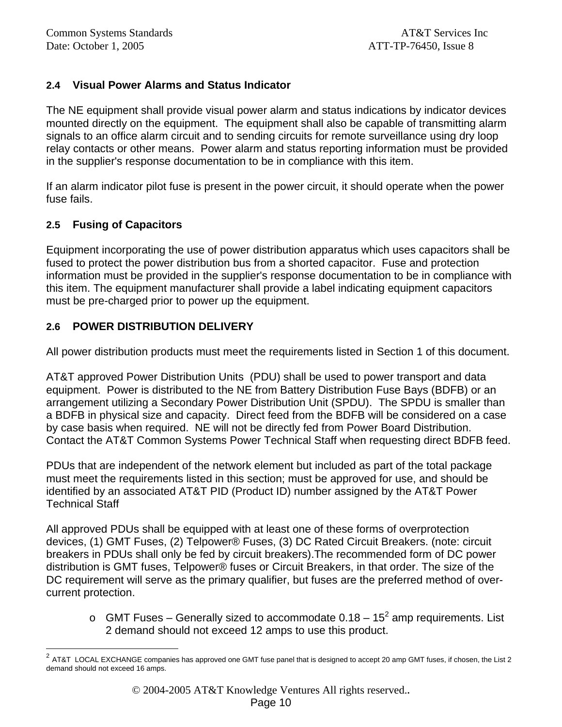### 2.4 Visual Power Alarms and Status Indicator

The NE equipment shall provide visual power alarm and status indications by indicator devices mounted directly on the equipment. The equipment shall also be capable of transmitting alarm signals to an office alarm circuit and to sending circuits for remote surveillance using dry loop relay contacts or other means. Power alarm and status reporting information must be provided in the supplier's response documentation to be in compliance with this item.

If an alarm indicator pilot fuse is present in the power circuit, it should operate when the power fuse fails.

### 2.5 Fusing of Capacitors

Equipment incorporating the use of power distribution apparatus which uses capacitors shall be fused to protect the power distribution bus from a shorted capacitor. Fuse and protection information must be provided in the supplier's response documentation to be in compliance with this item. The equipment manufacturer shall provide a label indicating equipment capacitors must be pre-charged prior to power up the equipment.

### 2.6 POWER DISTRIBUTION DELIVERY

All power distribution products must meet the requirements listed in Section 1 of this document.

AT&T approved Power Distribution Units (PDU) shall be used to power transport and data equipment. Power is distributed to the NE from Battery Distribution Fuse Bays (BDFB) or an arrangement utilizing a Secondary Power Distribution Unit (SPDU). The SPDU is smaller than a BDFB in physical size and capacity. Direct feed from the BDFB will be considered on a case by case basis when required. NE will not be directly fed from Power Board Distribution. Contact the AT&T Common Systems Power Technical Staff when requesting direct BDFB feed.

PDUs that are independent of the network element but included as part of the total package must meet the requirements listed in this section; must be approved for use, and should be identified by an associated AT&T PID (Product ID) number assigned by the AT&T Power Technical Staff

All approved PDUs shall be equipped with at least one of these forms of overprotection devices, (1) GMT Fuses, (2) Telpower® Fuses, (3) DC Rated Circuit Breakers. (note: circuit breakers in PDUs shall only be fed by circuit breakers).The recommended form of DC power distribution is GMT fuses, Telpower® fuses or Circuit Breakers, in that order. The size of the DC requirement will serve as the primary qualifier, but fuses are the preferred method of over-current protection.

- GMT Fuses – Generally sized to accommodate 0.18 – 15[2] amp requirements. List 2 demand should not exceed 12 amps to use this product.

---

[2] AT&T LOCAL EXCHANGE companies has approved one GMT fuse panel that is designed to accept 20 amp GMT fuses, if chosen, the List 2 demand should not exceed 16 amps.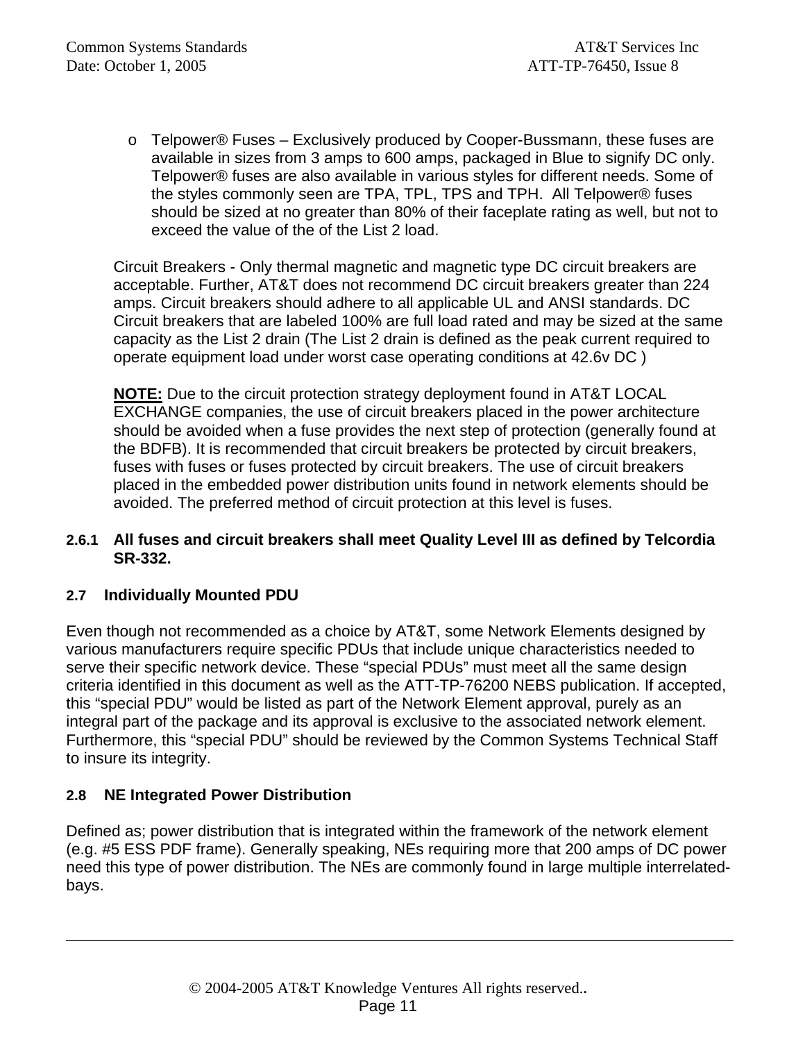- Telpower® Fuses – Exclusively produced by Cooper-Bussmann, these fuses are available in sizes from 3 amps to 600 amps, packaged in Blue to signify DC only. Telpower® fuses are also available in various styles for different needs. Some of the styles commonly seen are TPA, TPL, TPS and TPH. All Telpower® fuses should be sized at no greater than 80% of their faceplate rating as well, but not to exceed the value of the of the List 2 load.

Circuit Breakers - Only thermal magnetic and magnetic type DC circuit breakers are acceptable. Further, AT&T does not recommend DC circuit breakers greater than 224 amps. Circuit breakers should adhere to all applicable UL and ANSI standards. DC Circuit breakers that are labeled 100% are full load rated and may be sized at the same capacity as the List 2 drain (The List 2 drain is defined as the peak current required to operate equipment load under worst case operating conditions at 42.6v DC )

**NOTE:** Due to the circuit protection strategy deployment found in AT&T LOCAL EXCHANGE companies, the use of circuit breakers placed in the power architecture should be avoided when a fuse provides the next step of protection (generally found at the BDFB). It is recommended that circuit breakers be protected by circuit breakers, fuses with fuses or fuses protected by circuit breakers. The use of circuit breakers placed in the embedded power distribution units found in network elements should be avoided. The preferred method of circuit protection at this level is fuses.

**2.6.1 All fuses and circuit breakers shall meet Quality Level III as defined by Telcordia SR-332.**

### 2.7 Individually Mounted PDU

Even though not recommended as a choice by AT&T, some Network Elements designed by various manufacturers require specific PDUs that include unique characteristics needed to serve their specific network device. These "special PDUs" must meet all the same design criteria identified in this document as well as the ATT-TP-76200 NEBS publication. If accepted, this "special PDU" would be listed as part of the Network Element approval, purely as an integral part of the package and its approval is exclusive to the associated network element. Furthermore, this "special PDU" should be reviewed by the Common Systems Technical Staff to insure its integrity.

### 2.8 NE Integrated Power Distribution

Defined as; power distribution that is integrated within the framework of the network element (e.g. #5 ESS PDF frame). Generally speaking, NEs requiring more that 200 amps of DC power need this type of power distribution. The NEs are commonly found in large multiple interrelated-bays.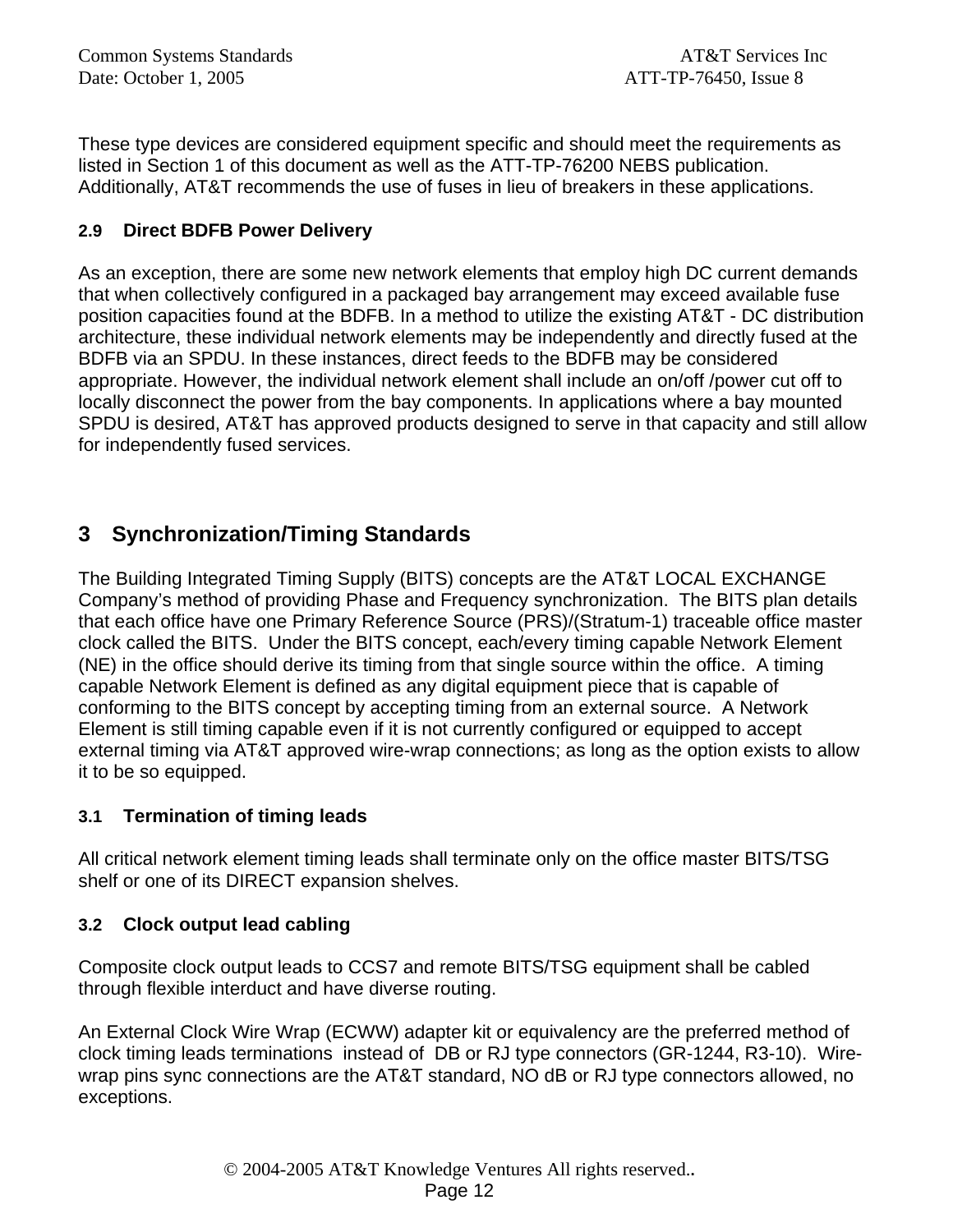These type devices are considered equipment specific and should meet the requirements as listed in Section 1 of this document as well as the ATT-TP-76200 NEBS publication. Additionally, AT&T recommends the use of fuses in lieu of breakers in these applications.

### 2.9 Direct BDFB Power Delivery

As an exception, there are some new network elements that employ high DC current demands that when collectively configured in a packaged bay arrangement may exceed available fuse position capacities found at the BDFB. In a method to utilize the existing AT&T - DC distribution architecture, these individual network elements may be independently and directly fused at the BDFB via an SPDU. In these instances, direct feeds to the BDFB may be considered appropriate. However, the individual network element shall include an on/off /power cut off to locally disconnect the power from the bay components. In applications where a bay mounted SPDU is desired, AT&T has approved products designed to serve in that capacity and still allow for independently fused services.

## 3 Synchronization/Timing Standards

The Building Integrated Timing Supply (BITS) concepts are the AT&T LOCAL EXCHANGE Company's method of providing Phase and Frequency synchronization. The BITS plan details that each office have one Primary Reference Source (PRS)/(Stratum-1) traceable office master clock called the BITS. Under the BITS concept, each/every timing capable Network Element (NE) in the office should derive its timing from that single source within the office. A timing capable Network Element is defined as any digital equipment piece that is capable of conforming to the BITS concept by accepting timing from an external source. A Network Element is still timing capable even if it is not currently configured or equipped to accept external timing via AT&T approved wire-wrap connections; as long as the option exists to allow it to be so equipped.

### 3.1 Termination of timing leads

All critical network element timing leads shall terminate only on the office master BITS/TSG shelf or one of its DIRECT expansion shelves.

### 3.2 Clock output lead cabling

Composite clock output leads to CCS7 and remote BITS/TSG equipment shall be cabled through flexible interduct and have diverse routing.

An External Clock Wire Wrap (ECWW) adapter kit or equivalency are the preferred method of clock timing leads terminations instead of DB or RJ type connectors (GR-1244, R3-10). Wire-wrap pins sync connections are the AT&T standard, NO dB or RJ type connectors allowed, no exceptions.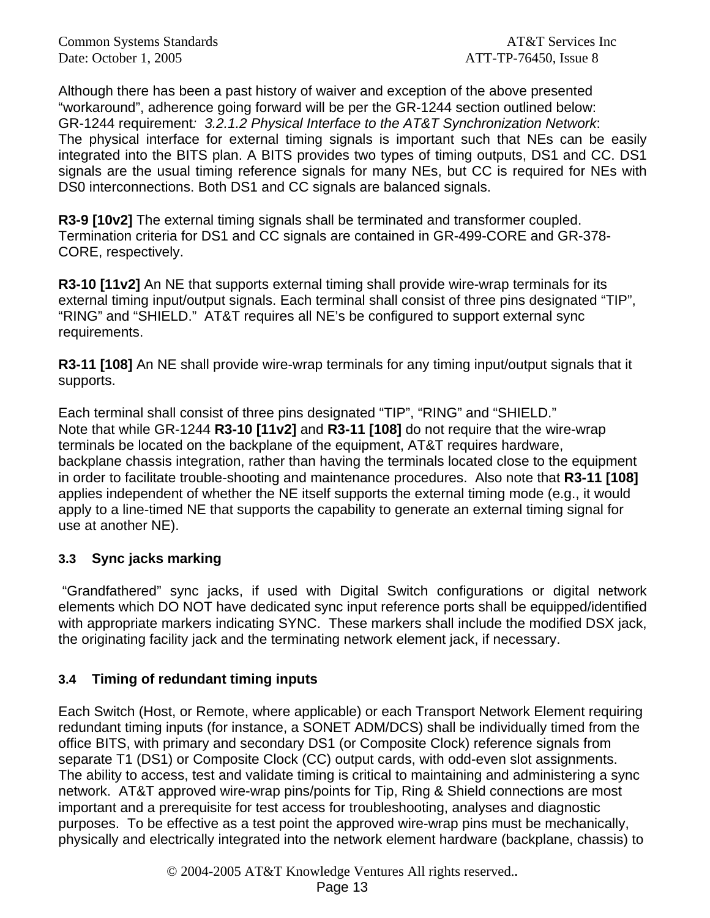Although there has been a past history of waiver and exception of the above presented "workaround", adherence going forward will be per the GR-1244 section outlined below:
GR-1244 requirement*: 3.2.1.2 Physical Interface to the AT&T Synchronization Network*:
The physical interface for external timing signals is important such that NEs can be easily integrated into the BITS plan. A BITS provides two types of timing outputs, DS1 and CC. DS1 signals are the usual timing reference signals for many NEs, but CC is required for NEs with DS0 interconnections. Both DS1 and CC signals are balanced signals.

**R3-9 [10v2]** The external timing signals shall be terminated and transformer coupled. Termination criteria for DS1 and CC signals are contained in GR-499-CORE and GR-378-CORE, respectively.

**R3-10 [11v2]** An NE that supports external timing shall provide wire-wrap terminals for its external timing input/output signals. Each terminal shall consist of three pins designated "TIP", "RING" and "SHIELD." AT&T requires all NE's be configured to support external sync requirements.

**R3-11 [108]** An NE shall provide wire-wrap terminals for any timing input/output signals that it supports.

Each terminal shall consist of three pins designated "TIP", "RING" and "SHIELD."
Note that while GR-1244 **R3-10 [11v2]** and **R3-11 [108]** do not require that the wire-wrap terminals be located on the backplane of the equipment, AT&T requires hardware, backplane chassis integration, rather than having the terminals located close to the equipment in order to facilitate trouble-shooting and maintenance procedures. Also note that **R3-11 [108]** applies independent of whether the NE itself supports the external timing mode (e.g., it would apply to a line-timed NE that supports the capability to generate an external timing signal for use at another NE).

### 3.3 Sync jacks marking

"Grandfathered" sync jacks, if used with Digital Switch configurations or digital network elements which DO NOT have dedicated sync input reference ports shall be equipped/identified with appropriate markers indicating SYNC. These markers shall include the modified DSX jack, the originating facility jack and the terminating network element jack, if necessary.

### 3.4 Timing of redundant timing inputs

Each Switch (Host, or Remote, where applicable) or each Transport Network Element requiring redundant timing inputs (for instance, a SONET ADM/DCS) shall be individually timed from the office BITS, with primary and secondary DS1 (or Composite Clock) reference signals from separate T1 (DS1) or Composite Clock (CC) output cards, with odd-even slot assignments. The ability to access, test and validate timing is critical to maintaining and administering a sync network. AT&T approved wire-wrap pins/points for Tip, Ring & Shield connections are most important and a prerequisite for test access for troubleshooting, analyses and diagnostic purposes. To be effective as a test point the approved wire-wrap pins must be mechanically, physically and electrically integrated into the network element hardware (backplane, chassis) to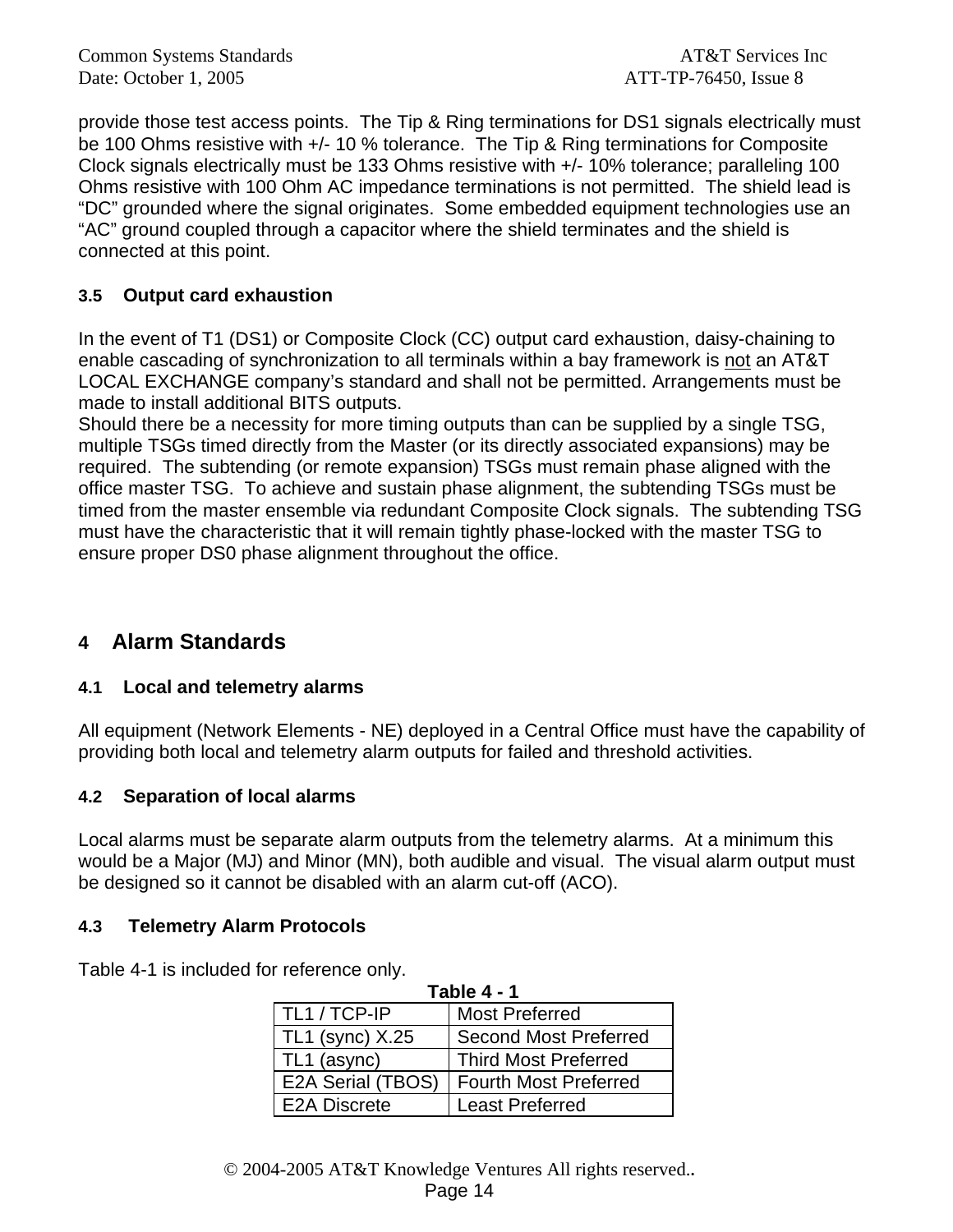provide those test access points. The Tip & Ring terminations for DS1 signals electrically must be 100 Ohms resistive with +/- 10 % tolerance. The Tip & Ring terminations for Composite Clock signals electrically must be 133 Ohms resistive with +/- 10% tolerance; paralleling 100 Ohms resistive with 100 Ohm AC impedance terminations is not permitted. The shield lead is "DC" grounded where the signal originates. Some embedded equipment technologies use an "AC" ground coupled through a capacitor where the shield terminates and the shield is connected at this point.

### 3.5 Output card exhaustion

In the event of T1 (DS1) or Composite Clock (CC) output card exhaustion, daisy-chaining to enable cascading of synchronization to all terminals within a bay framework is not an AT&T LOCAL EXCHANGE company's standard and shall not be permitted. Arrangements must be made to install additional BITS outputs.
Should there be a necessity for more timing outputs than can be supplied by a single TSG, multiple TSGs timed directly from the Master (or its directly associated expansions) may be required. The subtending (or remote expansion) TSGs must remain phase aligned with the office master TSG. To achieve and sustain phase alignment, the subtending TSGs must be timed from the master ensemble via redundant Composite Clock signals. The subtending TSG must have the characteristic that it will remain tightly phase-locked with the master TSG to ensure proper DS0 phase alignment throughout the office.

## 4 Alarm Standards

### 4.1 Local and telemetry alarms

All equipment (Network Elements - NE) deployed in a Central Office must have the capability of providing both local and telemetry alarm outputs for failed and threshold activities.

### 4.2 Separation of local alarms

Local alarms must be separate alarm outputs from the telemetry alarms. At a minimum this would be a Major (MJ) and Minor (MN), both audible and visual. The visual alarm output must be designed so it cannot be disabled with an alarm cut-off (ACO).

### 4.3 Telemetry Alarm Protocols

Table 4-1 is included for reference only.

**Table 4 - 1**

| | |
|---|---|
| TL1 / TCP-IP | Most Preferred |
| TL1 (sync) X.25 | Second Most Preferred |
| TL1 (async) | Third Most Preferred |
| E2A Serial (TBOS) | Fourth Most Preferred |
| E2A Discrete | Least Preferred |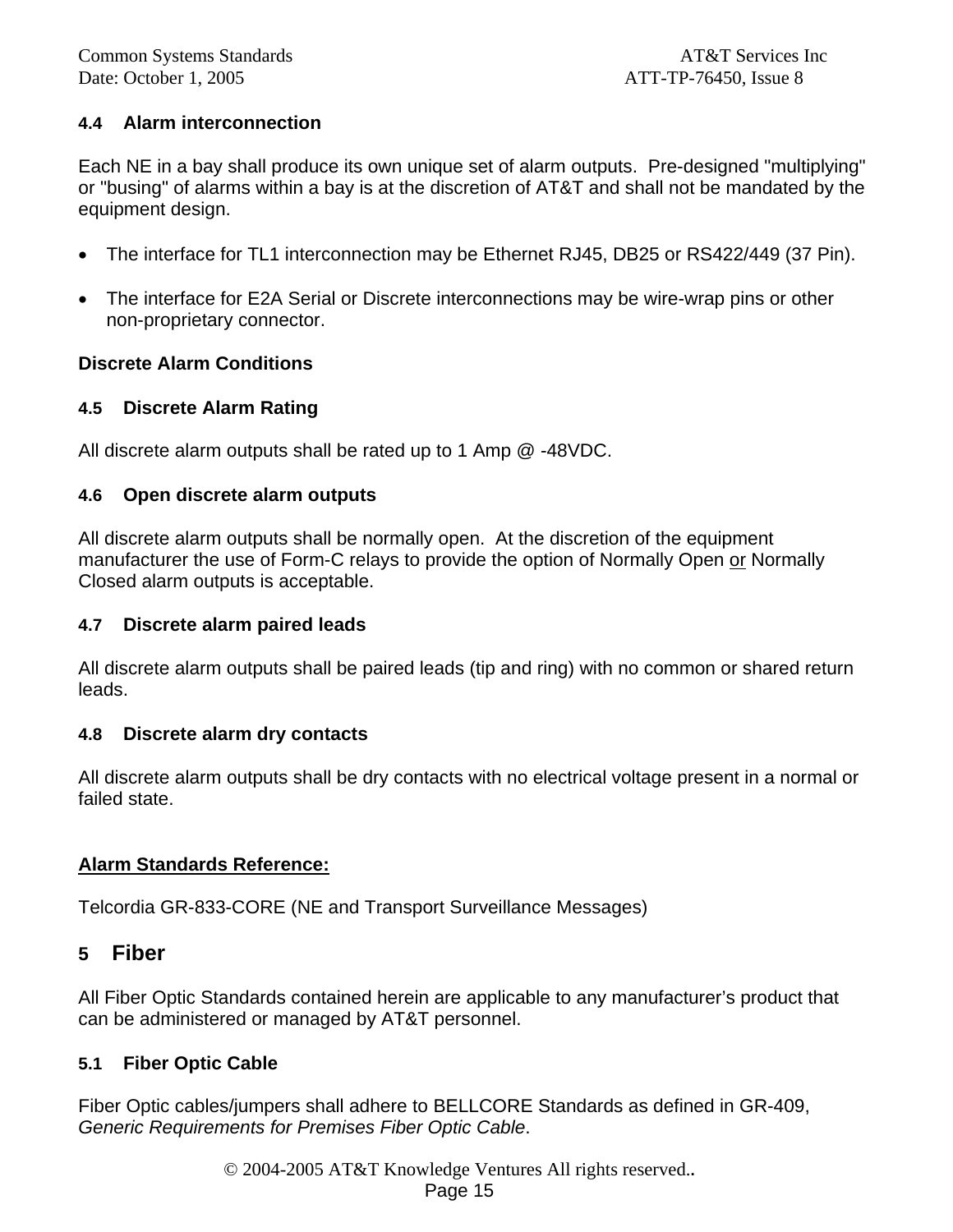### 4.4 Alarm interconnection

Each NE in a bay shall produce its own unique set of alarm outputs. Pre-designed "multiplying" or "busing" of alarms within a bay is at the discretion of AT&T and shall not be mandated by the equipment design.

- The interface for TL1 interconnection may be Ethernet RJ45, DB25 or RS422/449 (37 Pin).
- The interface for E2A Serial or Discrete interconnections may be wire-wrap pins or other non-proprietary connector.

**Discrete Alarm Conditions**

### 4.5 Discrete Alarm Rating

All discrete alarm outputs shall be rated up to 1 Amp @ -48VDC.

### 4.6 Open discrete alarm outputs

All discrete alarm outputs shall be normally open. At the discretion of the equipment manufacturer the use of Form-C relays to provide the option of Normally Open <u>or</u> Normally Closed alarm outputs is acceptable.

### 4.7 Discrete alarm paired leads

All discrete alarm outputs shall be paired leads (tip and ring) with no common or shared return leads.

### 4.8 Discrete alarm dry contacts

All discrete alarm outputs shall be dry contacts with no electrical voltage present in a normal or failed state.

**<u>Alarm Standards Reference:</u>**

Telcordia GR-833-CORE (NE and Transport Surveillance Messages)

## 5 Fiber

All Fiber Optic Standards contained herein are applicable to any manufacturer's product that can be administered or managed by AT&T personnel.

### 5.1 Fiber Optic Cable

Fiber Optic cables/jumpers shall adhere to BELLCORE Standards as defined in GR-409, *Generic Requirements for Premises Fiber Optic Cable*.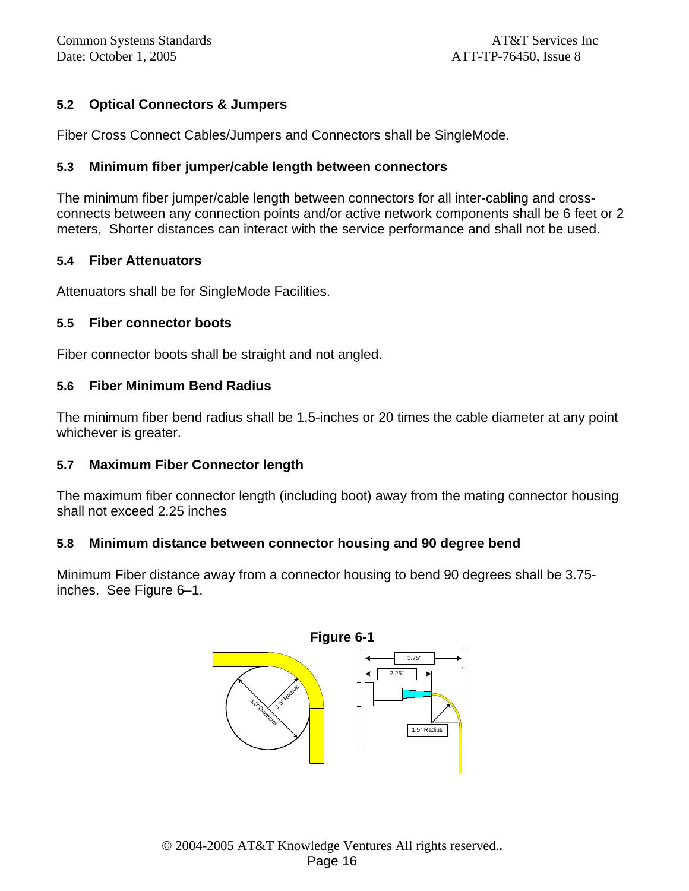### 5.2 Optical Connectors & Jumpers

Fiber Cross Connect Cables/Jumpers and Connectors shall be SingleMode.

### 5.3 Minimum fiber jumper/cable length between connectors

The minimum fiber jumper/cable length between connectors for all inter-cabling and cross-connects between any connection points and/or active network components shall be 6 feet or 2 meters, Shorter distances can interact with the service performance and shall not be used.

### 5.4 Fiber Attenuators

Attenuators shall be for SingleMode Facilities.

### 5.5 Fiber connector boots

Fiber connector boots shall be straight and not angled.

### 5.6 Fiber Minimum Bend Radius

The minimum fiber bend radius shall be 1.5-inches or 20 times the cable diameter at any point whichever is greater.

### 5.7 Maximum Fiber Connector length

The maximum fiber connector length (including boot) away from the mating connector housing shall not exceed 2.25 inches

### 5.8 Minimum distance between connector housing and 90 degree bend

Minimum Fiber distance away from a connector housing to bend 90 degrees shall be 3.75-inches. See Figure 6–1.

**Figure 6-1**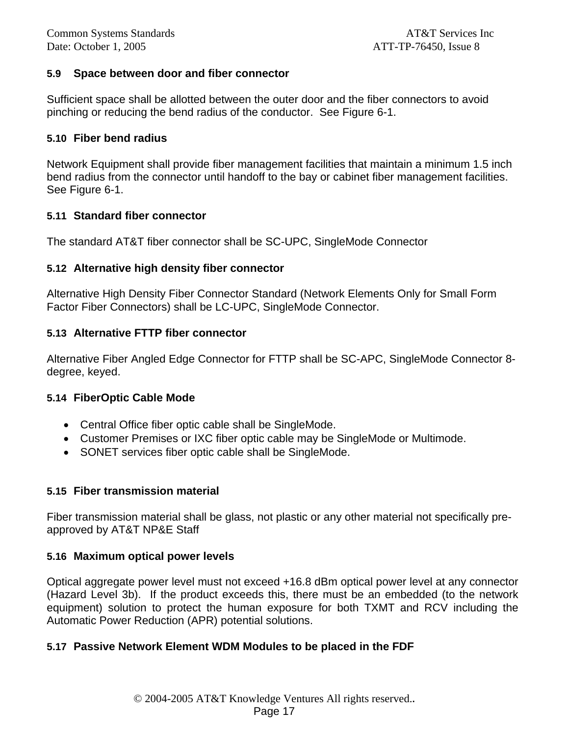### 5.9 Space between door and fiber connector

Sufficient space shall be allotted between the outer door and the fiber connectors to avoid pinching or reducing the bend radius of the conductor. See Figure 6-1.

### 5.10 Fiber bend radius

Network Equipment shall provide fiber management facilities that maintain a minimum 1.5 inch bend radius from the connector until handoff to the bay or cabinet fiber management facilities. See Figure 6-1.

### 5.11 Standard fiber connector

The standard AT&T fiber connector shall be SC-UPC, SingleMode Connector

### 5.12 Alternative high density fiber connector

Alternative High Density Fiber Connector Standard (Network Elements Only for Small Form Factor Fiber Connectors) shall be LC-UPC, SingleMode Connector.

### 5.13 Alternative FTTP fiber connector

Alternative Fiber Angled Edge Connector for FTTP shall be SC-APC, SingleMode Connector 8-degree, keyed.

### 5.14 FiberOptic Cable Mode

- Central Office fiber optic cable shall be SingleMode.
- Customer Premises or IXC fiber optic cable may be SingleMode or Multimode.
- SONET services fiber optic cable shall be SingleMode.

### 5.15 Fiber transmission material

Fiber transmission material shall be glass, not plastic or any other material not specifically pre-approved by AT&T NP&E Staff

### 5.16 Maximum optical power levels

Optical aggregate power level must not exceed +16.8 dBm optical power level at any connector (Hazard Level 3b). If the product exceeds this, there must be an embedded (to the network equipment) solution to protect the human exposure for both TXMT and RCV including the Automatic Power Reduction (APR) potential solutions.

### 5.17 Passive Network Element WDM Modules to be placed in the FDF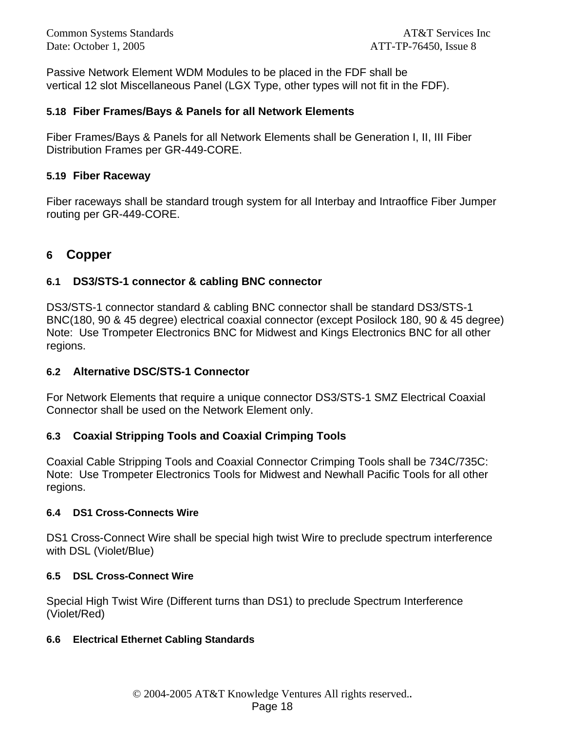Passive Network Element WDM Modules to be placed in the FDF shall be
vertical 12 slot Miscellaneous Panel (LGX Type, other types will not fit in the FDF).

### 5.18 Fiber Frames/Bays & Panels for all Network Elements

Fiber Frames/Bays & Panels for all Network Elements shall be Generation I, II, III Fiber Distribution Frames per GR-449-CORE.

### 5.19 Fiber Raceway

Fiber raceways shall be standard trough system for all Interbay and Intraoffice Fiber Jumper routing per GR-449-CORE.

## 6 Copper

### 6.1 DS3/STS-1 connector & cabling BNC connector

DS3/STS-1 connector standard & cabling BNC connector shall be standard DS3/STS-1 BNC(180, 90 & 45 degree) electrical coaxial connector (except Posilock 180, 90 & 45 degree)
Note: Use Trompeter Electronics BNC for Midwest and Kings Electronics BNC for all other regions.

### 6.2 Alternative DSC/STS-1 Connector

For Network Elements that require a unique connector DS3/STS-1 SMZ Electrical Coaxial Connector shall be used on the Network Element only.

### 6.3 Coaxial Stripping Tools and Coaxial Crimping Tools

Coaxial Cable Stripping Tools and Coaxial Connector Crimping Tools shall be 734C/735C:
Note: Use Trompeter Electronics Tools for Midwest and Newhall Pacific Tools for all other regions.

### 6.4 DS1 Cross-Connects Wire

DS1 Cross-Connect Wire shall be special high twist Wire to preclude spectrum interference with DSL (Violet/Blue)

### 6.5 DSL Cross-Connect Wire

Special High Twist Wire (Different turns than DS1) to preclude Spectrum Interference (Violet/Red)

### 6.6 Electrical Ethernet Cabling Standards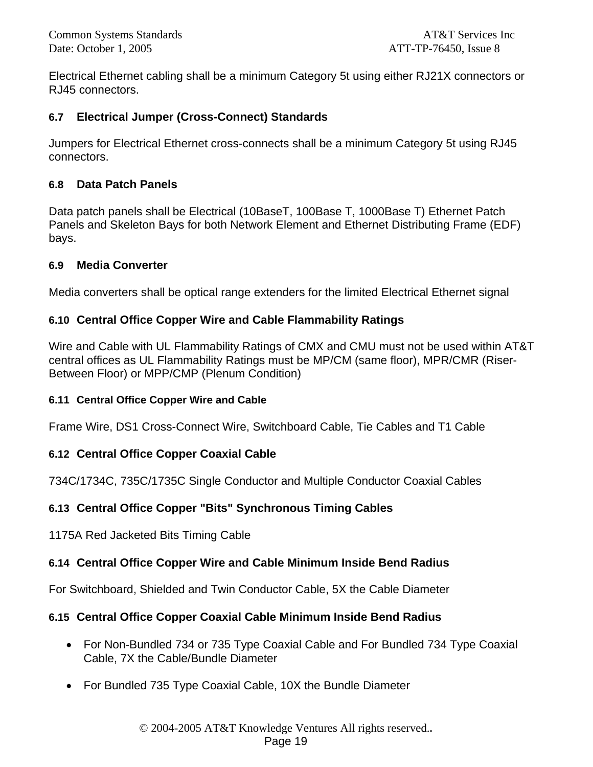Electrical Ethernet cabling shall be a minimum Category 5t using either RJ21X connectors or RJ45 connectors.

### 6.7 Electrical Jumper (Cross-Connect) Standards

Jumpers for Electrical Ethernet cross-connects shall be a minimum Category 5t using RJ45 connectors.

### 6.8 Data Patch Panels

Data patch panels shall be Electrical (10BaseT, 100Base T, 1000Base T) Ethernet Patch Panels and Skeleton Bays for both Network Element and Ethernet Distributing Frame (EDF) bays.

### 6.9 Media Converter

Media converters shall be optical range extenders for the limited Electrical Ethernet signal

### 6.10 Central Office Copper Wire and Cable Flammability Ratings

Wire and Cable with UL Flammability Ratings of CMX and CMU must not be used within AT&T central offices as UL Flammability Ratings must be MP/CM (same floor), MPR/CMR (Riser-Between Floor) or MPP/CMP (Plenum Condition)

### 6.11 Central Office Copper Wire and Cable

Frame Wire, DS1 Cross-Connect Wire, Switchboard Cable, Tie Cables and T1 Cable

### 6.12 Central Office Copper Coaxial Cable

734C/1734C, 735C/1735C Single Conductor and Multiple Conductor Coaxial Cables

### 6.13 Central Office Copper "Bits" Synchronous Timing Cables

1175A Red Jacketed Bits Timing Cable

### 6.14 Central Office Copper Wire and Cable Minimum Inside Bend Radius

For Switchboard, Shielded and Twin Conductor Cable, 5X the Cable Diameter

### 6.15 Central Office Copper Coaxial Cable Minimum Inside Bend Radius

- For Non-Bundled 734 or 735 Type Coaxial Cable and For Bundled 734 Type Coaxial Cable, 7X the Cable/Bundle Diameter
- For Bundled 735 Type Coaxial Cable, 10X the Bundle Diameter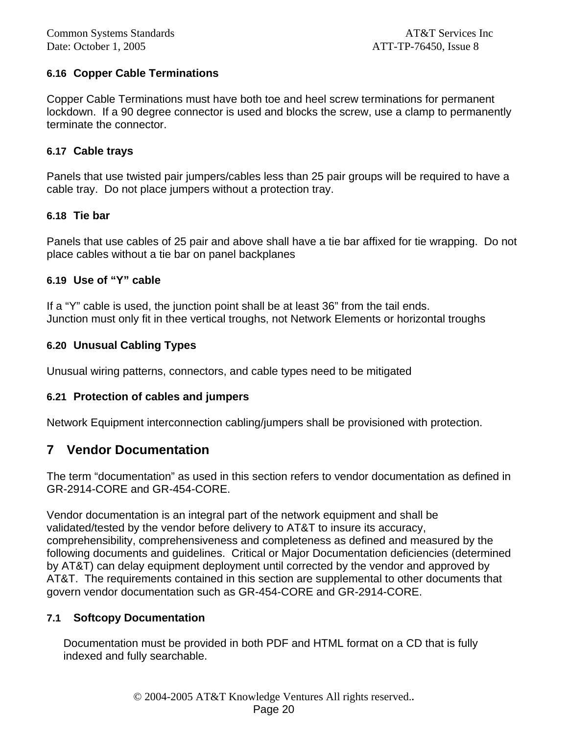### 6.16 Copper Cable Terminations

Copper Cable Terminations must have both toe and heel screw terminations for permanent lockdown. If a 90 degree connector is used and blocks the screw, use a clamp to permanently terminate the connector.

### 6.17 Cable trays

Panels that use twisted pair jumpers/cables less than 25 pair groups will be required to have a cable tray. Do not place jumpers without a protection tray.

### 6.18 Tie bar

Panels that use cables of 25 pair and above shall have a tie bar affixed for tie wrapping. Do not place cables without a tie bar on panel backplanes

### 6.19 Use of "Y" cable

If a "Y" cable is used, the junction point shall be at least 36" from the tail ends.
Junction must only fit in thee vertical troughs, not Network Elements or horizontal troughs

### 6.20 Unusual Cabling Types

Unusual wiring patterns, connectors, and cable types need to be mitigated

### 6.21 Protection of cables and jumpers

Network Equipment interconnection cabling/jumpers shall be provisioned with protection.

# 7 Vendor Documentation

The term "documentation" as used in this section refers to vendor documentation as defined in GR-2914-CORE and GR-454-CORE.

Vendor documentation is an integral part of the network equipment and shall be validated/tested by the vendor before delivery to AT&T to insure its accuracy, comprehensibility, comprehensiveness and completeness as defined and measured by the following documents and guidelines. Critical or Major Documentation deficiencies (determined by AT&T) can delay equipment deployment until corrected by the vendor and approved by AT&T. The requirements contained in this section are supplemental to other documents that govern vendor documentation such as GR-454-CORE and GR-2914-CORE.

## 7.1 Softcopy Documentation

Documentation must be provided in both PDF and HTML format on a CD that is fully indexed and fully searchable.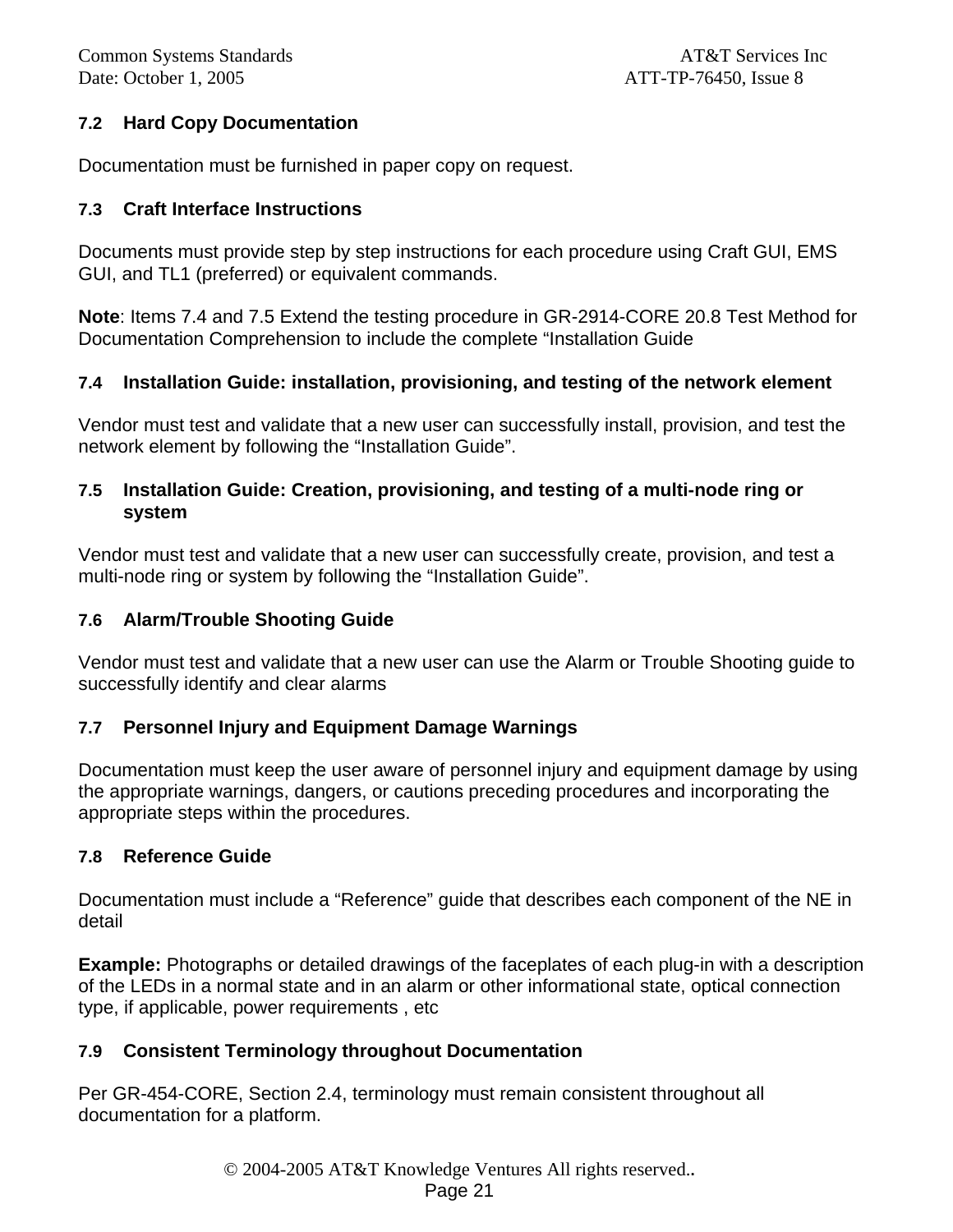### 7.2 Hard Copy Documentation

Documentation must be furnished in paper copy on request.

### 7.3 Craft Interface Instructions

Documents must provide step by step instructions for each procedure using Craft GUI, EMS GUI, and TL1 (preferred) or equivalent commands.

**Note**: Items 7.4 and 7.5 Extend the testing procedure in GR-2914-CORE 20.8 Test Method for Documentation Comprehension to include the complete “Installation Guide

### 7.4 Installation Guide: installation, provisioning, and testing of the network element

Vendor must test and validate that a new user can successfully install, provision, and test the network element by following the “Installation Guide”.

### 7.5 Installation Guide: Creation, provisioning, and testing of a multi-node ring or system

Vendor must test and validate that a new user can successfully create, provision, and test a multi-node ring or system by following the “Installation Guide”.

### 7.6 Alarm/Trouble Shooting Guide

Vendor must test and validate that a new user can use the Alarm or Trouble Shooting guide to successfully identify and clear alarms

### 7.7 Personnel Injury and Equipment Damage Warnings

Documentation must keep the user aware of personnel injury and equipment damage by using the appropriate warnings, dangers, or cautions preceding procedures and incorporating the appropriate steps within the procedures.

### 7.8 Reference Guide

Documentation must include a “Reference” guide that describes each component of the NE in detail

**Example:** Photographs or detailed drawings of the faceplates of each plug-in with a description of the LEDs in a normal state and in an alarm or other informational state, optical connection type, if applicable, power requirements , etc

### 7.9 Consistent Terminology throughout Documentation

Per GR-454-CORE, Section 2.4, terminology must remain consistent throughout all documentation for a platform.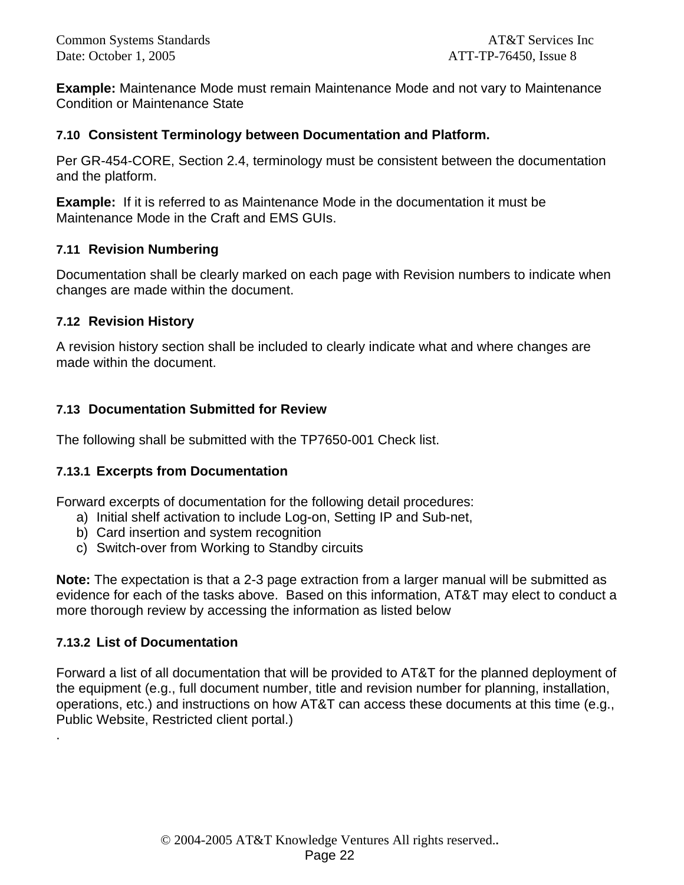**Example:** Maintenance Mode must remain Maintenance Mode and not vary to Maintenance Condition or Maintenance State

### 7.10 Consistent Terminology between Documentation and Platform.

Per GR-454-CORE, Section 2.4, terminology must be consistent between the documentation and the platform.

**Example:** If it is referred to as Maintenance Mode in the documentation it must be Maintenance Mode in the Craft and EMS GUIs.

### 7.11 Revision Numbering

Documentation shall be clearly marked on each page with Revision numbers to indicate when changes are made within the document.

### 7.12 Revision History

A revision history section shall be included to clearly indicate what and where changes are made within the document.

### 7.13 Documentation Submitted for Review

The following shall be submitted with the TP7650-001 Check list.

#### 7.13.1 Excerpts from Documentation

Forward excerpts of documentation for the following detail procedures:

a) Initial shelf activation to include Log-on, Setting IP and Sub-net,
b) Card insertion and system recognition
c) Switch-over from Working to Standby circuits

**Note:** The expectation is that a 2-3 page extraction from a larger manual will be submitted as evidence for each of the tasks above. Based on this information, AT&T may elect to conduct a more thorough review by accessing the information as listed below

#### 7.13.2 List of Documentation

Forward a list of all documentation that will be provided to AT&T for the planned deployment of the equipment (e.g., full document number, title and revision number for planning, installation, operations, etc.) and instructions on how AT&T can access these documents at this time (e.g., Public Website, Restricted client portal.)
.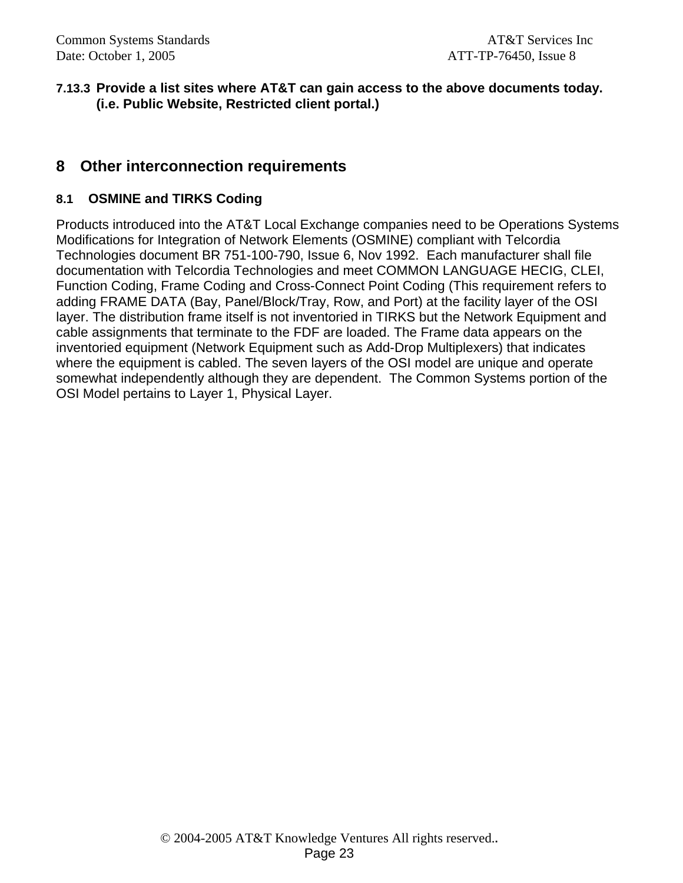#### 7.13.3 Provide a list sites where AT&T can gain access to the above documents today. (i.e. Public Website, Restricted client portal.)

# 8 Other interconnection requirements

## 8.1 OSMINE and TIRKS Coding

Products introduced into the AT&T Local Exchange companies need to be Operations Systems Modifications for Integration of Network Elements (OSMINE) compliant with Telcordia Technologies document BR 751-100-790, Issue 6, Nov 1992. Each manufacturer shall file documentation with Telcordia Technologies and meet COMMON LANGUAGE HECIG, CLEI, Function Coding, Frame Coding and Cross-Connect Point Coding (This requirement refers to adding FRAME DATA (Bay, Panel/Block/Tray, Row, and Port) at the facility layer of the OSI layer. The distribution frame itself is not inventoried in TIRKS but the Network Equipment and cable assignments that terminate to the FDF are loaded. The Frame data appears on the inventoried equipment (Network Equipment such as Add-Drop Multiplexers) that indicates where the equipment is cabled. The seven layers of the OSI model are unique and operate somewhat independently although they are dependent. The Common Systems portion of the OSI Model pertains to Layer 1, Physical Layer.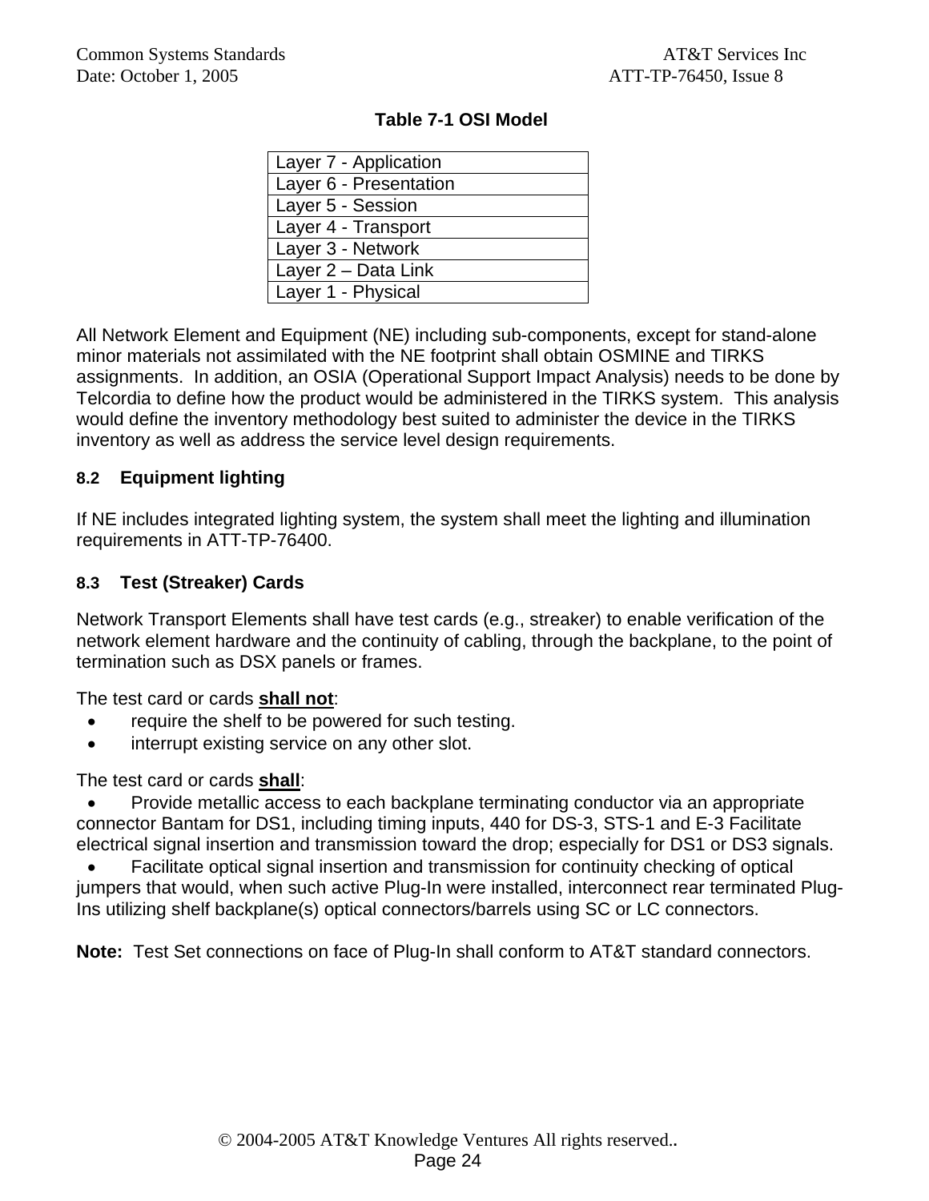**Table 7-1 OSI Model**

| Layer 7 - Application |
|---|
| Layer 6 - Presentation |
| Layer 5 - Session |
| Layer 4 - Transport |
| Layer 3 - Network |
| Layer 2 – Data Link |
| Layer 1 - Physical |

All Network Element and Equipment (NE) including sub-components, except for stand-alone minor materials not assimilated with the NE footprint shall obtain OSMINE and TIRKS assignments. In addition, an OSIA (Operational Support Impact Analysis) needs to be done by Telcordia to define how the product would be administered in the TIRKS system. This analysis would define the inventory methodology best suited to administer the device in the TIRKS inventory as well as address the service level design requirements.

### 8.2 Equipment lighting

If NE includes integrated lighting system, the system shall meet the lighting and illumination requirements in ATT-TP-76400.

### 8.3 Test (Streaker) Cards

Network Transport Elements shall have test cards (e.g., streaker) to enable verification of the network element hardware and the continuity of cabling, through the backplane, to the point of termination such as DSX panels or frames.

The test card or cards **shall not**:

- require the shelf to be powered for such testing.
- interrupt existing service on any other slot.

The test card or cards **shall**:

- Provide metallic access to each backplane terminating conductor via an appropriate connector Bantam for DS1, including timing inputs, 440 for DS-3, STS-1 and E-3 Facilitate electrical signal insertion and transmission toward the drop; especially for DS1 or DS3 signals.
- Facilitate optical signal insertion and transmission for continuity checking of optical jumpers that would, when such active Plug-In were installed, interconnect rear terminated Plug-Ins utilizing shelf backplane(s) optical connectors/barrels using SC or LC connectors.

**Note:** Test Set connections on face of Plug-In shall conform to AT&T standard connectors.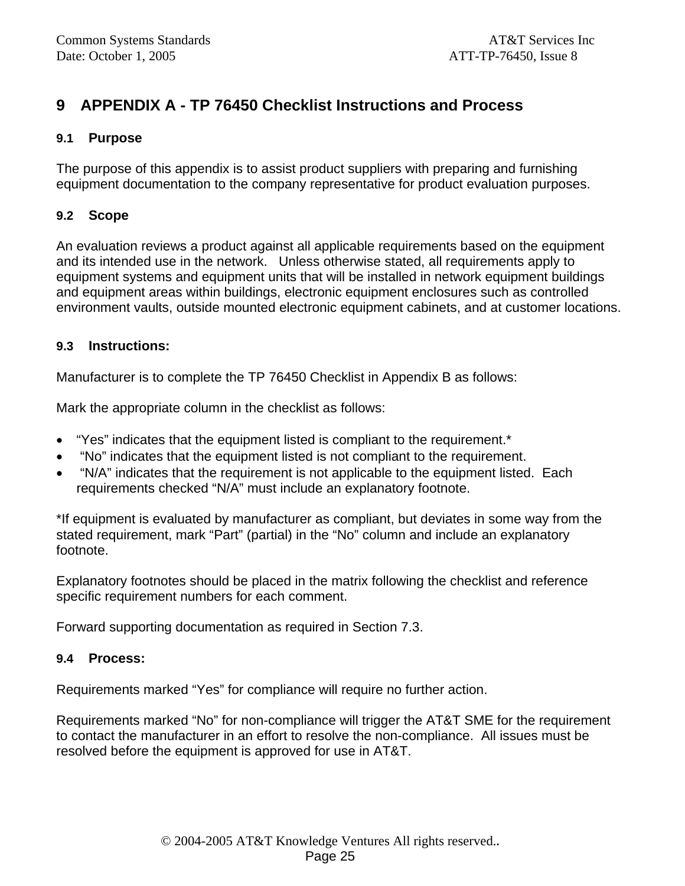# 9 APPENDIX A - TP 76450 Checklist Instructions and Process

## 9.1 Purpose

The purpose of this appendix is to assist product suppliers with preparing and furnishing equipment documentation to the company representative for product evaluation purposes.

## 9.2 Scope

An evaluation reviews a product against all applicable requirements based on the equipment and its intended use in the network. Unless otherwise stated, all requirements apply to equipment systems and equipment units that will be installed in network equipment buildings and equipment areas within buildings, electronic equipment enclosures such as controlled environment vaults, outside mounted electronic equipment cabinets, and at customer locations.

## 9.3 Instructions:

Manufacturer is to complete the TP 76450 Checklist in Appendix B as follows:

Mark the appropriate column in the checklist as follows:

- "Yes" indicates that the equipment listed is compliant to the requirement.*
- "No" indicates that the equipment listed is not compliant to the requirement.
- "N/A" indicates that the requirement is not applicable to the equipment listed. Each requirements checked "N/A" must include an explanatory footnote.

*If equipment is evaluated by manufacturer as compliant, but deviates in some way from the stated requirement, mark "Part" (partial) in the "No" column and include an explanatory footnote.

Explanatory footnotes should be placed in the matrix following the checklist and reference specific requirement numbers for each comment.

Forward supporting documentation as required in Section 7.3.

## 9.4 Process:

Requirements marked "Yes" for compliance will require no further action.

Requirements marked "No" for non-compliance will trigger the AT&T SME for the requirement to contact the manufacturer in an effort to resolve the non-compliance. All issues must be resolved before the equipment is approved for use in AT&T.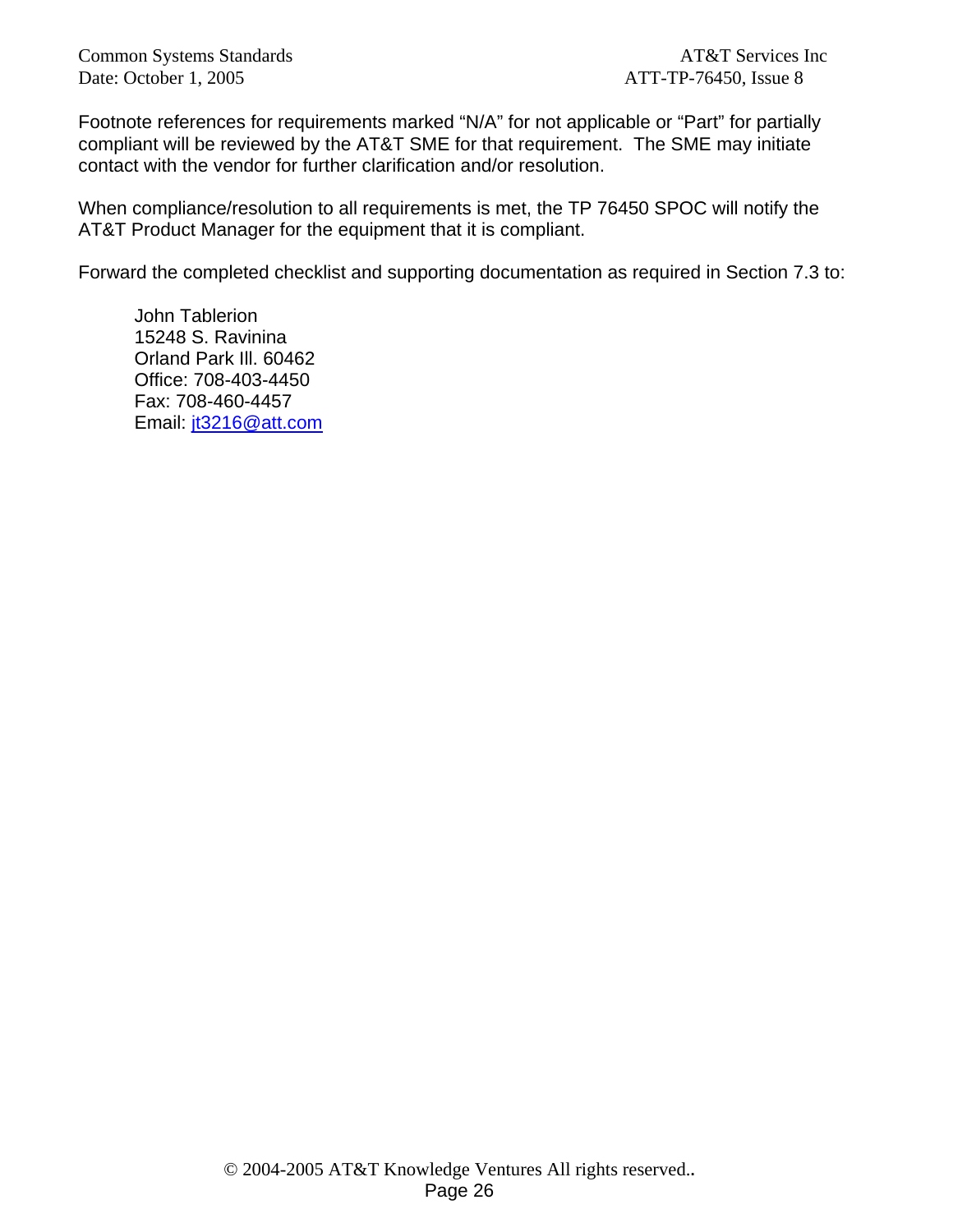Footnote references for requirements marked “N/A” for not applicable or “Part” for partially compliant will be reviewed by the AT&T SME for that requirement. The SME may initiate contact with the vendor for further clarification and/or resolution.

When compliance/resolution to all requirements is met, the TP 76450 SPOC will notify the AT&T Product Manager for the equipment that it is compliant.

Forward the completed checklist and supporting documentation as required in Section 7.3 to:

John Tablerion
15248 S. Ravinina
Orland Park Ill. 60462
Office: 708-403-4450
Fax: 708-460-4457
Email: jt3216@att.com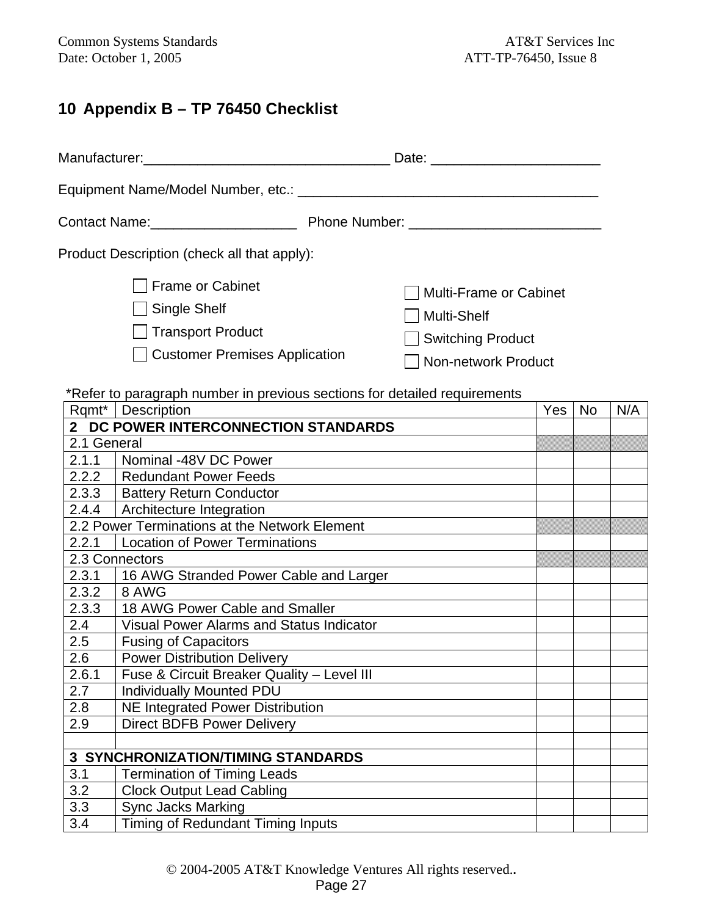# 10 Appendix B – TP 76450 Checklist

Manufacturer:________________________________ Date: _____________________

Equipment Name/Model Number, etc.: _______________________________________

Contact Name:___________________ Phone Number: _________________________

Product Description (check all that apply):

- ☐ Frame or Cabinet
- ☐ Single Shelf
- ☐ Transport Product
- ☐ Customer Premises Application
- ☐ Multi-Frame or Cabinet
- ☐ Multi-Shelf
- ☐ Switching Product
- ☐ Non-network Product

*Refer to paragraph number in previous sections for detailed requirements

| Rqmt* | Description | Yes | No | N/A |
|---|---|---|---|---|
| **2 DC POWER INTERCONNECTION STANDARDS** | | | | |
| 2.1 General | | | | |
| 2.1.1 | Nominal -48V DC Power | | | |
| 2.2.2 | Redundant Power Feeds | | | |
| 2.3.3 | Battery Return Conductor | | | |
| 2.4.4 | Architecture Integration | | | |
| 2.2 Power Terminations at the Network Element | | | | |
| 2.2.1 | Location of Power Terminations | | | |
| 2.3 Connectors | | | | |
| 2.3.1 | 16 AWG Stranded Power Cable and Larger | | | |
| 2.3.2 | 8 AWG | | | |
| 2.3.3 | 18 AWG Power Cable and Smaller | | | |
| 2.4 | Visual Power Alarms and Status Indicator | | | |
| 2.5 | Fusing of Capacitors | | | |
| 2.6 | Power Distribution Delivery | | | |
| 2.6.1 | Fuse & Circuit Breaker Quality – Level III | | | |
| 2.7 | Individually Mounted PDU | | | |
| 2.8 | NE Integrated Power Distribution | | | |
| 2.9 | Direct BDFB Power Delivery | | | |
| | | | | |
| **3 SYNCHRONIZATION/TIMING STANDARDS** | | | | |
| 3.1 | Termination of Timing Leads | | | |
| 3.2 | Clock Output Lead Cabling | | | |
| 3.3 | Sync Jacks Marking | | | |
| 3.4 | Timing of Redundant Timing Inputs | | | |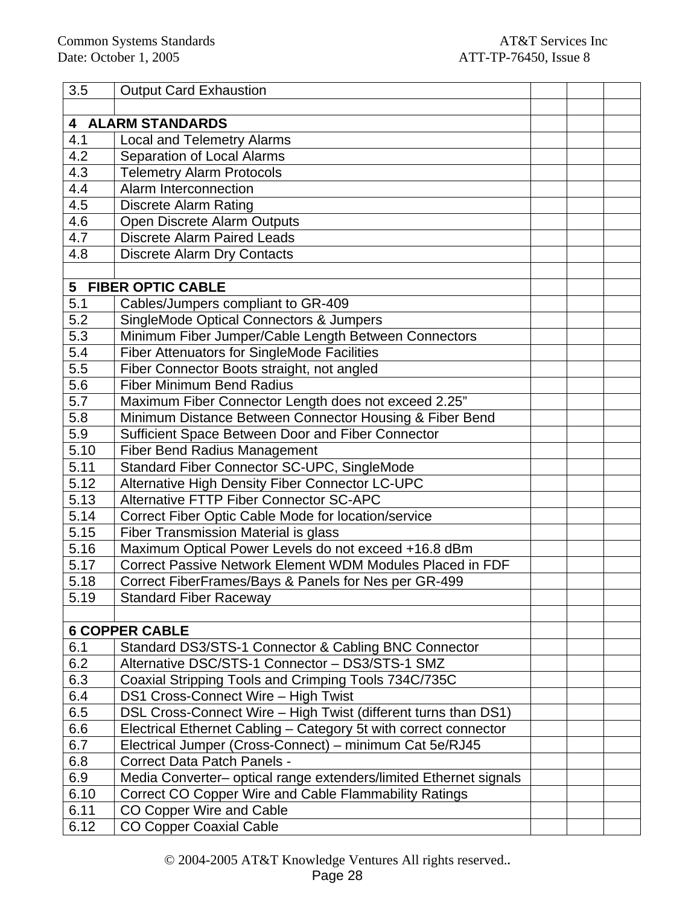| 3.5 | Output Card Exhaustion | | | |
|---|---|---|---|---|
| | | | | |
| **4 ALARM STANDARDS** | | | | |
| 4.1 | Local and Telemetry Alarms | | | |
| 4.2 | Separation of Local Alarms | | | |
| 4.3 | Telemetry Alarm Protocols | | | |
| 4.4 | Alarm Interconnection | | | |
| 4.5 | Discrete Alarm Rating | | | |
| 4.6 | Open Discrete Alarm Outputs | | | |
| 4.7 | Discrete Alarm Paired Leads | | | |
| 4.8 | Discrete Alarm Dry Contacts | | | |
| | | | | |
| **5 FIBER OPTIC CABLE** | | | | |
| 5.1 | Cables/Jumpers compliant to GR-409 | | | |
| 5.2 | SingleMode Optical Connectors & Jumpers | | | |
| 5.3 | Minimum Fiber Jumper/Cable Length Between Connectors | | | |
| 5.4 | Fiber Attenuators for SingleMode Facilities | | | |
| 5.5 | Fiber Connector Boots straight, not angled | | | |
| 5.6 | Fiber Minimum Bend Radius | | | |
| 5.7 | Maximum Fiber Connector Length does not exceed 2.25” | | | |
| 5.8 | Minimum Distance Between Connector Housing & Fiber Bend | | | |
| 5.9 | Sufficient Space Between Door and Fiber Connector | | | |
| 5.10 | Fiber Bend Radius Management | | | |
| 5.11 | Standard Fiber Connector SC-UPC, SingleMode | | | |
| 5.12 | Alternative High Density Fiber Connector LC-UPC | | | |
| 5.13 | Alternative FTTP Fiber Connector SC-APC | | | |
| 5.14 | Correct Fiber Optic Cable Mode for location/service | | | |
| 5.15 | Fiber Transmission Material is glass | | | |
| 5.16 | Maximum Optical Power Levels do not exceed +16.8 dBm | | | |
| 5.17 | Correct Passive Network Element WDM Modules Placed in FDF | | | |
| 5.18 | Correct FiberFrames/Bays & Panels for Nes per GR-499 | | | |
| 5.19 | Standard Fiber Raceway | | | |
| | | | | |
| **6 COPPER CABLE** | | | | |
| 6.1 | Standard DS3/STS-1 Connector & Cabling BNC Connector | | | |
| 6.2 | Alternative DSC/STS-1 Connector – DS3/STS-1 SMZ | | | |
| 6.3 | Coaxial Stripping Tools and Crimping Tools 734C/735C | | | |
| 6.4 | DS1 Cross-Connect Wire – High Twist | | | |
| 6.5 | DSL Cross-Connect Wire – High Twist (different turns than DS1) | | | |
| 6.6 | Electrical Ethernet Cabling – Category 5t with correct connector | | | |
| 6.7 | Electrical Jumper (Cross-Connect) – minimum Cat 5e/RJ45 | | | |
| 6.8 | Correct Data Patch Panels - | | | |
| 6.9 | Media Converter– optical range extenders/limited Ethernet signals | | | |
| 6.10 | Correct CO Copper Wire and Cable Flammability Ratings | | | |
| 6.11 | CO Copper Wire and Cable | | | |
| 6.12 | CO Copper Coaxial Cable | | | |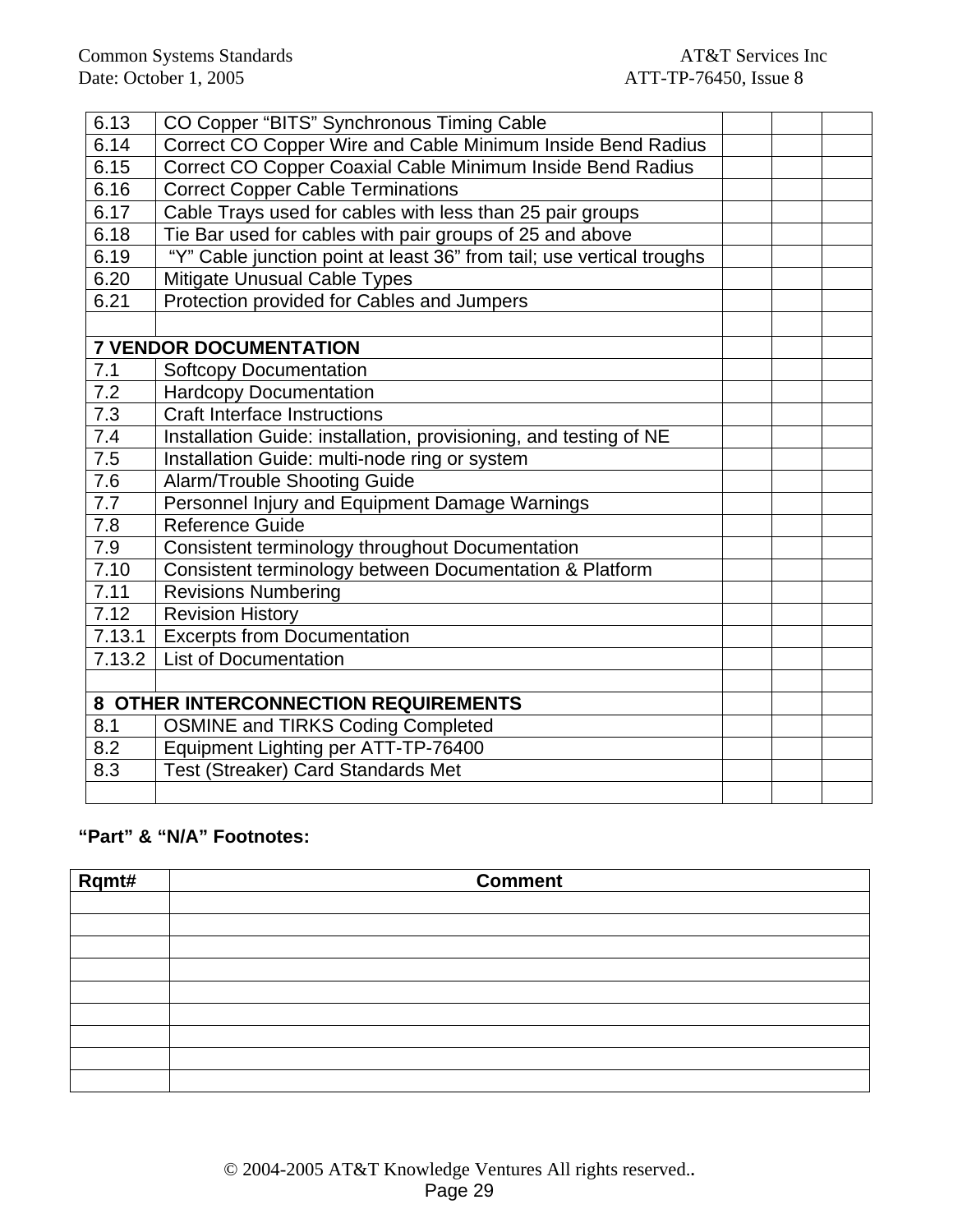| | | | | |
|---|---|---|---|---|
| 6.13 | CO Copper “BITS” Synchronous Timing Cable | | | |
| 6.14 | Correct CO Copper Wire and Cable Minimum Inside Bend Radius | | | |
| 6.15 | Correct CO Copper Coaxial Cable Minimum Inside Bend Radius | | | |
| 6.16 | Correct Copper Cable Terminations | | | |
| 6.17 | Cable Trays used for cables with less than 25 pair groups | | | |
| 6.18 | Tie Bar used for cables with pair groups of 25 and above | | | |
| 6.19 | “Y” Cable junction point at least 36” from tail; use vertical troughs | | | |
| 6.20 | Mitigate Unusual Cable Types | | | |
| 6.21 | Protection provided for Cables and Jumpers | | | |
| | | | | |
| **7 VENDOR DOCUMENTATION** | | | | |
| 7.1 | Softcopy Documentation | | | |
| 7.2 | Hardcopy Documentation | | | |
| 7.3 | Craft Interface Instructions | | | |
| 7.4 | Installation Guide: installation, provisioning, and testing of NE | | | |
| 7.5 | Installation Guide: multi-node ring or system | | | |
| 7.6 | Alarm/Trouble Shooting Guide | | | |
| 7.7 | Personnel Injury and Equipment Damage Warnings | | | |
| 7.8 | Reference Guide | | | |
| 7.9 | Consistent terminology throughout Documentation | | | |
| 7.10 | Consistent terminology between Documentation & Platform | | | |
| 7.11 | Revisions Numbering | | | |
| 7.12 | Revision History | | | |
| 7.13.1 | Excerpts from Documentation | | | |
| 7.13.2 | List of Documentation | | | |
| | | | | |
| **8 OTHER INTERCONNECTION REQUIREMENTS** | | | | |
| 8.1 | OSMINE and TIRKS Coding Completed | | | |
| 8.2 | Equipment Lighting per ATT-TP-76400 | | | |
| 8.3 | Test (Streaker) Card Standards Met | | | |
| | | | | |

**“Part” & “N/A” Footnotes:**

| Rqmt# | Comment |
|---|---|
| | |
| | |
| | |
| | |
| | |
| | |
| | |
| | |
| | |

© 2004-2005 AT&T Knowledge Ventures All rights reserved..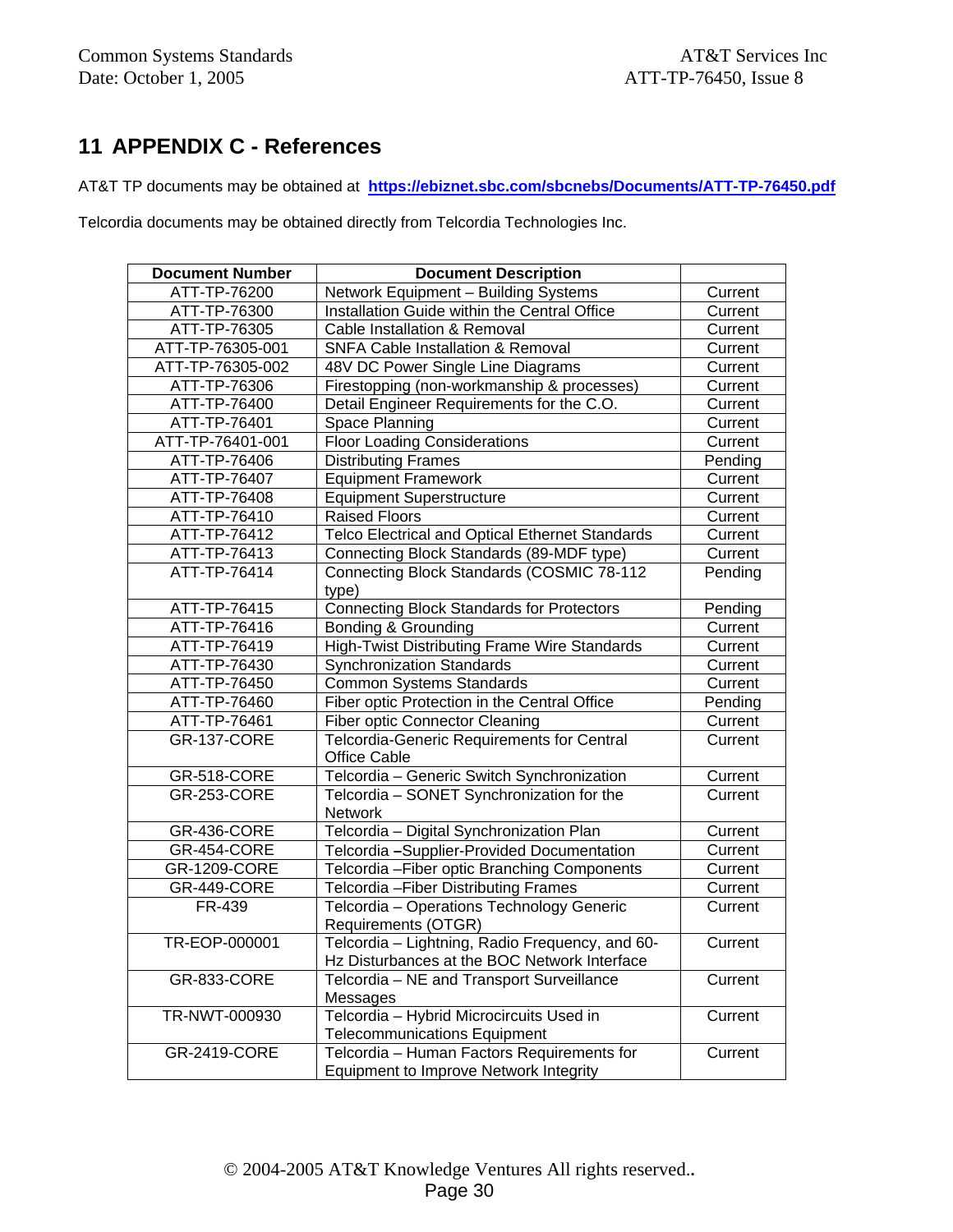# 11 APPENDIX C - References

AT&T TP documents may be obtained at **https://ebiznet.sbc.com/sbcnebs/Documents/ATT-TP-76450.pdf**

Telcordia documents may be obtained directly from Telcordia Technologies Inc.

| Document Number | Document Description | |
|---|---|---|
| ATT-TP-76200 | Network Equipment – Building Systems | Current |
| ATT-TP-76300 | Installation Guide within the Central Office | Current |
| ATT-TP-76305 | Cable Installation & Removal | Current |
| ATT-TP-76305-001 | SNFA Cable Installation & Removal | Current |
| ATT-TP-76305-002 | 48V DC Power Single Line Diagrams | Current |
| ATT-TP-76306 | Firestopping (non-workmanship & processes) | Current |
| ATT-TP-76400 | Detail Engineer Requirements for the C.O. | Current |
| ATT-TP-76401 | Space Planning | Current |
| ATT-TP-76401-001 | Floor Loading Considerations | Current |
| ATT-TP-76406 | Distributing Frames | Pending |
| ATT-TP-76407 | Equipment Framework | Current |
| ATT-TP-76408 | Equipment Superstructure | Current |
| ATT-TP-76410 | Raised Floors | Current |
| ATT-TP-76412 | Telco Electrical and Optical Ethernet Standards | Current |
| ATT-TP-76413 | Connecting Block Standards (89-MDF type) | Current |
| ATT-TP-76414 | Connecting Block Standards (COSMIC 78-112 type) | Pending |
| ATT-TP-76415 | Connecting Block Standards for Protectors | Pending |
| ATT-TP-76416 | Bonding & Grounding | Current |
| ATT-TP-76419 | High-Twist Distributing Frame Wire Standards | Current |
| ATT-TP-76430 | Synchronization Standards | Current |
| ATT-TP-76450 | Common Systems Standards | Current |
| ATT-TP-76460 | Fiber optic Protection in the Central Office | Pending |
| ATT-TP-76461 | Fiber optic Connector Cleaning | Current |
| GR-137-CORE | Telcordia-Generic Requirements for Central Office Cable | Current |
| GR-518-CORE | Telcordia – Generic Switch Synchronization | Current |
| GR-253-CORE | Telcordia – SONET Synchronization for the Network | Current |
| GR-436-CORE | Telcordia – Digital Synchronization Plan | Current |
| GR-454-CORE | Telcordia –Supplier-Provided Documentation | Current |
| GR-1209-CORE | Telcordia –Fiber optic Branching Components | Current |
| GR-449-CORE | Telcordia –Fiber Distributing Frames | Current |
| FR-439 | Telcordia – Operations Technology Generic Requirements (OTGR) | Current |
| TR-EOP-000001 | Telcordia – Lightning, Radio Frequency, and 60-Hz Disturbances at the BOC Network Interface | Current |
| GR-833-CORE | Telcordia – NE and Transport Surveillance Messages | Current |
| TR-NWT-000930 | Telcordia – Hybrid Microcircuits Used in Telecommunications Equipment | Current |
| GR-2419-CORE | Telcordia – Human Factors Requirements for Equipment to Improve Network Integrity | Current |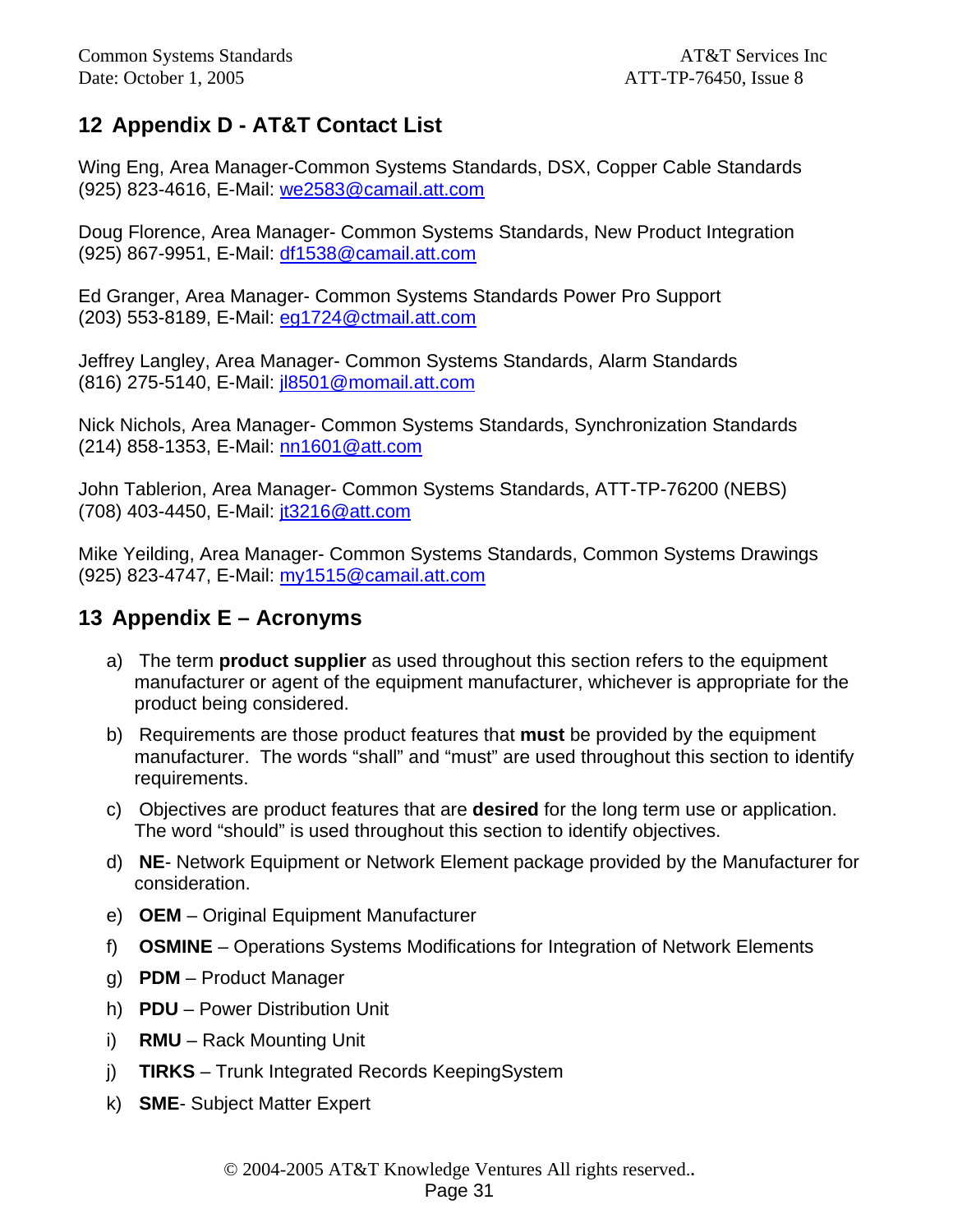## 12 Appendix D - AT&T Contact List

Wing Eng, Area Manager-Common Systems Standards, DSX, Copper Cable Standards
(925) 823-4616, E-Mail: we2583@camail.att.com

Doug Florence, Area Manager- Common Systems Standards, New Product Integration
(925) 867-9951, E-Mail: df1538@camail.att.com

Ed Granger, Area Manager- Common Systems Standards Power Pro Support
(203) 553-8189, E-Mail: eg1724@ctmail.att.com

Jeffrey Langley, Area Manager- Common Systems Standards, Alarm Standards
(816) 275-5140, E-Mail: jl8501@momail.att.com

Nick Nichols, Area Manager- Common Systems Standards, Synchronization Standards
(214) 858-1353, E-Mail: nn1601@att.com

John Tablerion, Area Manager- Common Systems Standards, ATT-TP-76200 (NEBS)
(708) 403-4450, E-Mail: jt3216@att.com

Mike Yeilding, Area Manager- Common Systems Standards, Common Systems Drawings
(925) 823-4747, E-Mail: my1515@camail.att.com

## 13 Appendix E – Acronyms

a) The term **product supplier** as used throughout this section refers to the equipment manufacturer or agent of the equipment manufacturer, whichever is appropriate for the product being considered.

b) Requirements are those product features that **must** be provided by the equipment manufacturer. The words “shall” and “must” are used throughout this section to identify requirements.

c) Objectives are product features that are **desired** for the long term use or application. The word “should” is used throughout this section to identify objectives.

d) **NE**- Network Equipment or Network Element package provided by the Manufacturer for consideration.

e) **OEM** – Original Equipment Manufacturer

f) **OSMINE** – Operations Systems Modifications for Integration of Network Elements

g) **PDM** – Product Manager

h) **PDU** – Power Distribution Unit

i) **RMU** – Rack Mounting Unit

j) **TIRKS** – Trunk Integrated Records KeepingSystem

k) **SME**- Subject Matter Expert